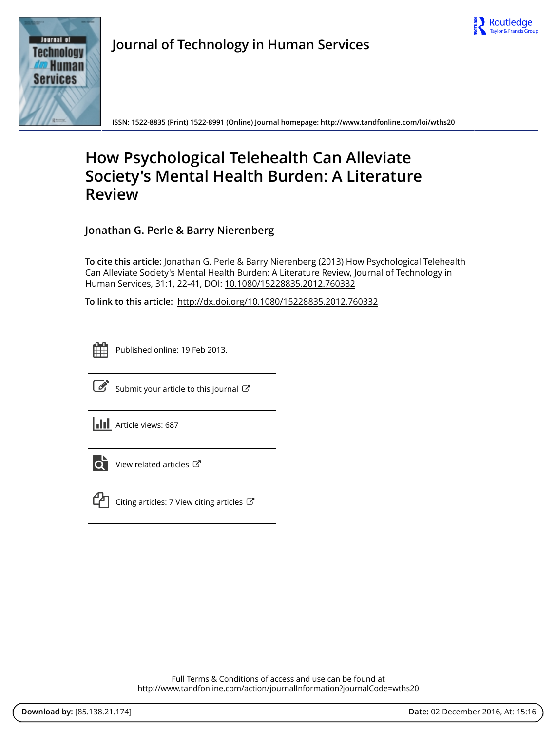Journal of Technology in Human Services

ISSN: 1522-8835 (Print) 1522-8991 (Online) Journal homepage: http://www.tandfonline.com/loi/wths20

# How Psychological Telehealth Can Alleviate Society's Mental Health Burden: A Literature Review

**Jonathan G. Perle & Barry Nierenberg**

**To cite this article:** Jonathan G. Perle & Barry Nierenberg (2013) How Psychological Telehealth Can Alleviate Society's Mental Health Burden: A Literature Review, Journal of Technology in Human Services, 31:1, 22-41, DOI: 10.1080/15228835.2012.760332

**To link to this article:** http://dx.doi.org/10.1080/15228835.2012.760332

Published online: 19 Feb 2013.

Submit your article to this journal

Article views: 687

View related articles

Citing articles: 7 View citing articles

Full Terms & Conditions of access and use can be found at
http://www.tandfonline.com/action/journalInformation?journalCode=wths20

**Download by:** [85.138.21.174] **Date:** 02 December 2016, At: 15:16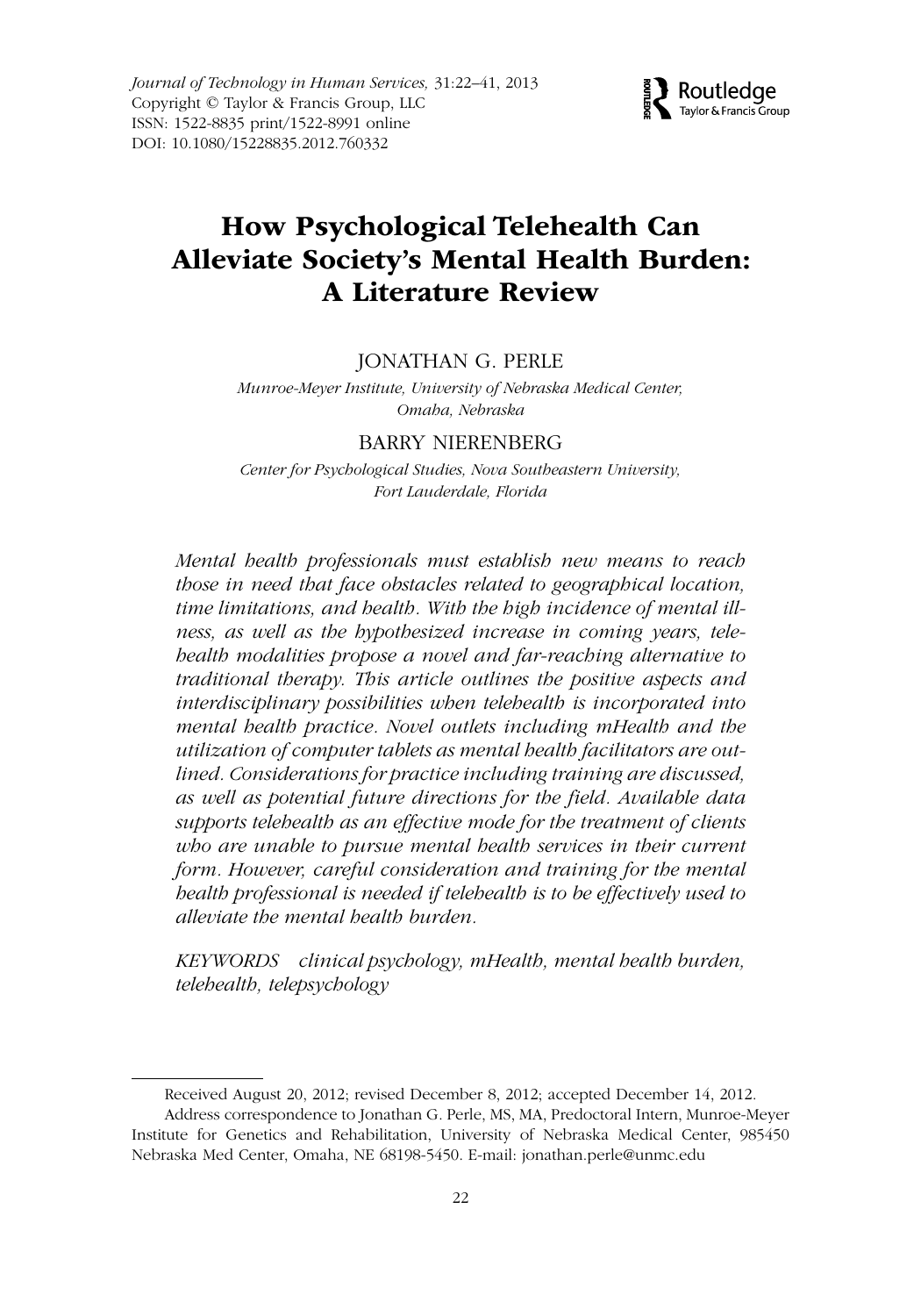# How Psychological Telehealth Can Alleviate Society's Mental Health Burden: A Literature Review

JONATHAN G. PERLE

*Munroe-Meyer Institute, University of Nebraska Medical Center, Omaha, Nebraska*

BARRY NIERENBERG

*Center for Psychological Studies, Nova Southeastern University, Fort Lauderdale, Florida*

*Mental health professionals must establish new means to reach those in need that face obstacles related to geographical location, time limitations, and health. With the high incidence of mental illness, as well as the hypothesized increase in coming years, telehealth modalities propose a novel and far-reaching alternative to traditional therapy. This article outlines the positive aspects and interdisciplinary possibilities when telehealth is incorporated into mental health practice. Novel outlets including mHealth and the utilization of computer tablets as mental health facilitators are outlined. Considerations for practice including training are discussed, as well as potential future directions for the field. Available data supports telehealth as an effective mode for the treatment of clients who are unable to pursue mental health services in their current form. However, careful consideration and training for the mental health professional is needed if telehealth is to be effectively used to alleviate the mental health burden.*

*KEYWORDS* clinical psychology, mHealth, mental health burden, telehealth, telepsychology

---

Received August 20, 2012; revised December 8, 2012; accepted December 14, 2012.

Address correspondence to Jonathan G. Perle, MS, MA, Predoctoral Intern, Munroe-Meyer Institute for Genetics and Rehabilitation, University of Nebraska Medical Center, 985450 Nebraska Med Center, Omaha, NE 68198-5450. E-mail: jonathan.perle@unmc.edu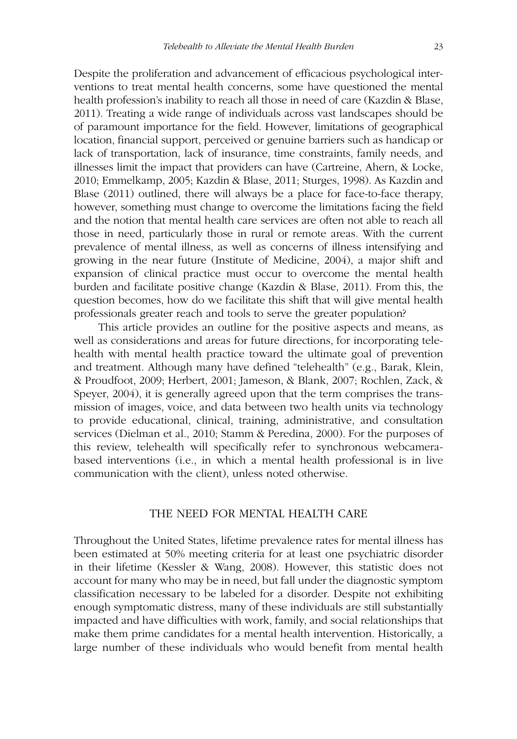Despite the proliferation and advancement of efficacious psychological interventions to treat mental health concerns, some have questioned the mental health profession's inability to reach all those in need of care (Kazdin & Blase, 2011). Treating a wide range of individuals across vast landscapes should be of paramount importance for the field. However, limitations of geographical location, financial support, perceived or genuine barriers such as handicap or lack of transportation, lack of insurance, time constraints, family needs, and illnesses limit the impact that providers can have (Cartreine, Ahern, & Locke, 2010; Emmelkamp, 2005; Kazdin & Blase, 2011; Sturges, 1998). As Kazdin and Blase (2011) outlined, there will always be a place for face-to-face therapy, however, something must change to overcome the limitations facing the field and the notion that mental health care services are often not able to reach all those in need, particularly those in rural or remote areas. With the current prevalence of mental illness, as well as concerns of illness intensifying and growing in the near future (Institute of Medicine, 2004), a major shift and expansion of clinical practice must occur to overcome the mental health burden and facilitate positive change (Kazdin & Blase, 2011). From this, the question becomes, how do we facilitate this shift that will give mental health professionals greater reach and tools to serve the greater population?

This article provides an outline for the positive aspects and means, as well as considerations and areas for future directions, for incorporating telehealth with mental health practice toward the ultimate goal of prevention and treatment. Although many have defined "telehealth" (e.g., Barak, Klein, & Proudfoot, 2009; Herbert, 2001; Jameson, & Blank, 2007; Rochlen, Zack, & Speyer, 2004), it is generally agreed upon that the term comprises the transmission of images, voice, and data between two health units via technology to provide educational, clinical, training, administrative, and consultation services (Dielman et al., 2010; Stamm & Peredina, 2000). For the purposes of this review, telehealth will specifically refer to synchronous webcamera-based interventions (i.e., in which a mental health professional is in live communication with the client), unless noted otherwise.

## THE NEED FOR MENTAL HEALTH CARE

Throughout the United States, lifetime prevalence rates for mental illness has been estimated at 50% meeting criteria for at least one psychiatric disorder in their lifetime (Kessler & Wang, 2008). However, this statistic does not account for many who may be in need, but fall under the diagnostic symptom classification necessary to be labeled for a disorder. Despite not exhibiting enough symptomatic distress, many of these individuals are still substantially impacted and have difficulties with work, family, and social relationships that make them prime candidates for a mental health intervention. Historically, a large number of these individuals who would benefit from mental health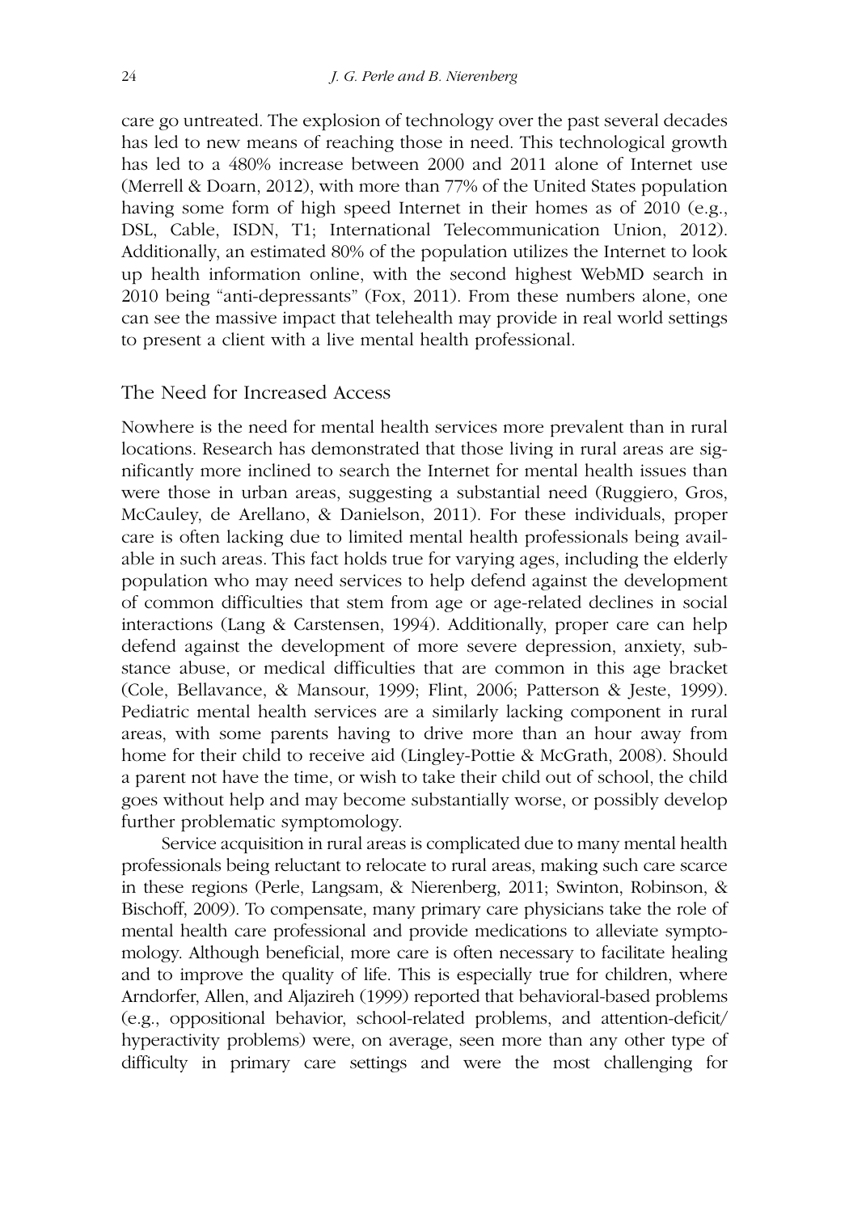care go untreated. The explosion of technology over the past several decades has led to new means of reaching those in need. This technological growth has led to a 480% increase between 2000 and 2011 alone of Internet use (Merrell & Doarn, 2012), with more than 77% of the United States population having some form of high speed Internet in their homes as of 2010 (e.g., DSL, Cable, ISDN, T1; International Telecommunication Union, 2012). Additionally, an estimated 80% of the population utilizes the Internet to look up health information online, with the second highest WebMD search in 2010 being "anti-depressants" (Fox, 2011). From these numbers alone, one can see the massive impact that telehealth may provide in real world settings to present a client with a live mental health professional.

## The Need for Increased Access

Nowhere is the need for mental health services more prevalent than in rural locations. Research has demonstrated that those living in rural areas are significantly more inclined to search the Internet for mental health issues than were those in urban areas, suggesting a substantial need (Ruggiero, Gros, McCauley, de Arellano, & Danielson, 2011). For these individuals, proper care is often lacking due to limited mental health professionals being available in such areas. This fact holds true for varying ages, including the elderly population who may need services to help defend against the development of common difficulties that stem from age or age-related declines in social interactions (Lang & Carstensen, 1994). Additionally, proper care can help defend against the development of more severe depression, anxiety, substance abuse, or medical difficulties that are common in this age bracket (Cole, Bellavance, & Mansour, 1999; Flint, 2006; Patterson & Jeste, 1999). Pediatric mental health services are a similarly lacking component in rural areas, with some parents having to drive more than an hour away from home for their child to receive aid (Lingley-Pottie & McGrath, 2008). Should a parent not have the time, or wish to take their child out of school, the child goes without help and may become substantially worse, or possibly develop further problematic symptomology.

Service acquisition in rural areas is complicated due to many mental health professionals being reluctant to relocate to rural areas, making such care scarce in these regions (Perle, Langsam, & Nierenberg, 2011; Swinton, Robinson, & Bischoff, 2009). To compensate, many primary care physicians take the role of mental health care professional and provide medications to alleviate symptomology. Although beneficial, more care is often necessary to facilitate healing and to improve the quality of life. This is especially true for children, where Arndorfer, Allen, and Aljazireh (1999) reported that behavioral-based problems (e.g., oppositional behavior, school-related problems, and attention-deficit/hyperactivity problems) were, on average, seen more than any other type of difficulty in primary care settings and were the most challenging for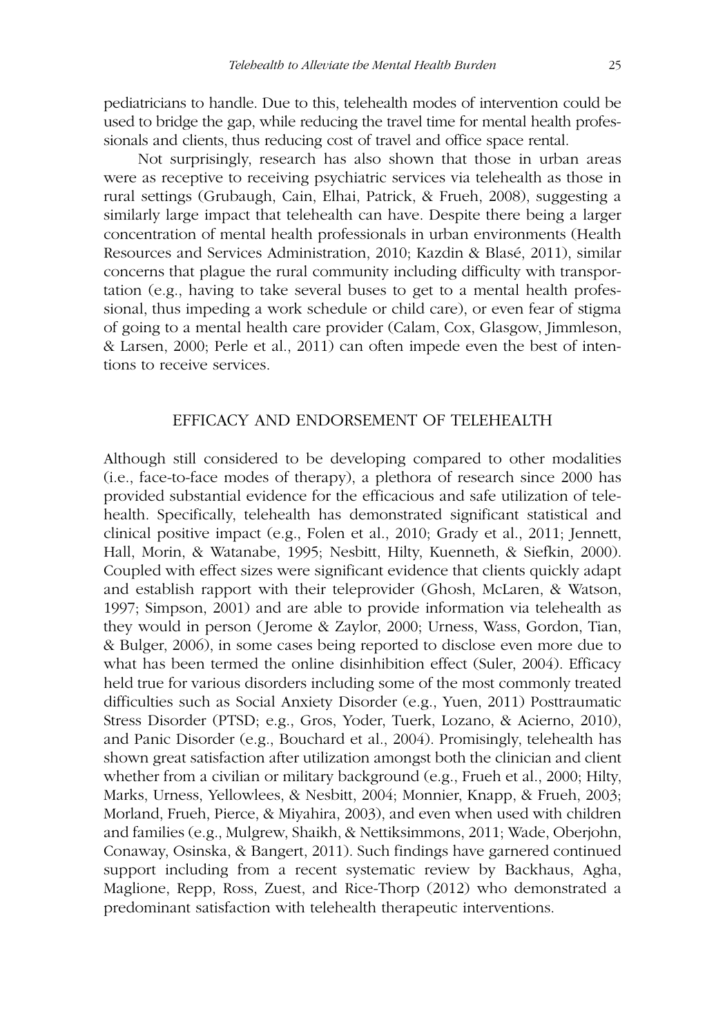pediatricians to handle. Due to this, telehealth modes of intervention could be used to bridge the gap, while reducing the travel time for mental health professionals and clients, thus reducing cost of travel and office space rental.

Not surprisingly, research has also shown that those in urban areas were as receptive to receiving psychiatric services via telehealth as those in rural settings (Grubaugh, Cain, Elhai, Patrick, & Frueh, 2008), suggesting a similarly large impact that telehealth can have. Despite there being a larger concentration of mental health professionals in urban environments (Health Resources and Services Administration, 2010; Kazdin & Blasé, 2011), similar concerns that plague the rural community including difficulty with transportation (e.g., having to take several buses to get to a mental health professional, thus impeding a work schedule or child care), or even fear of stigma of going to a mental health care provider (Calam, Cox, Glasgow, Jimmleson, & Larsen, 2000; Perle et al., 2011) can often impede even the best of intentions to receive services.

## EFFICACY AND ENDORSEMENT OF TELEHEALTH

Although still considered to be developing compared to other modalities (i.e., face-to-face modes of therapy), a plethora of research since 2000 has provided substantial evidence for the efficacious and safe utilization of telehealth. Specifically, telehealth has demonstrated significant statistical and clinical positive impact (e.g., Folen et al., 2010; Grady et al., 2011; Jennett, Hall, Morin, & Watanabe, 1995; Nesbitt, Hilty, Kuenneth, & Siefkin, 2000). Coupled with effect sizes were significant evidence that clients quickly adapt and establish rapport with their teleprovider (Ghosh, McLaren, & Watson, 1997; Simpson, 2001) and are able to provide information via telehealth as they would in person (Jerome & Zaylor, 2000; Urness, Wass, Gordon, Tian, & Bulger, 2006), in some cases being reported to disclose even more due to what has been termed the online disinhibition effect (Suler, 2004). Efficacy held true for various disorders including some of the most commonly treated difficulties such as Social Anxiety Disorder (e.g., Yuen, 2011) Posttraumatic Stress Disorder (PTSD; e.g., Gros, Yoder, Tuerk, Lozano, & Acierno, 2010), and Panic Disorder (e.g., Bouchard et al., 2004). Promisingly, telehealth has shown great satisfaction after utilization amongst both the clinician and client whether from a civilian or military background (e.g., Frueh et al., 2000; Hilty, Marks, Urness, Yellowlees, & Nesbitt, 2004; Monnier, Knapp, & Frueh, 2003; Morland, Frueh, Pierce, & Miyahira, 2003), and even when used with children and families (e.g., Mulgrew, Shaikh, & Nettiksimmons, 2011; Wade, Oberjohn, Conaway, Osinska, & Bangert, 2011). Such findings have garnered continued support including from a recent systematic review by Backhaus, Agha, Maglione, Repp, Ross, Zuest, and Rice-Thorp (2012) who demonstrated a predominant satisfaction with telehealth therapeutic interventions.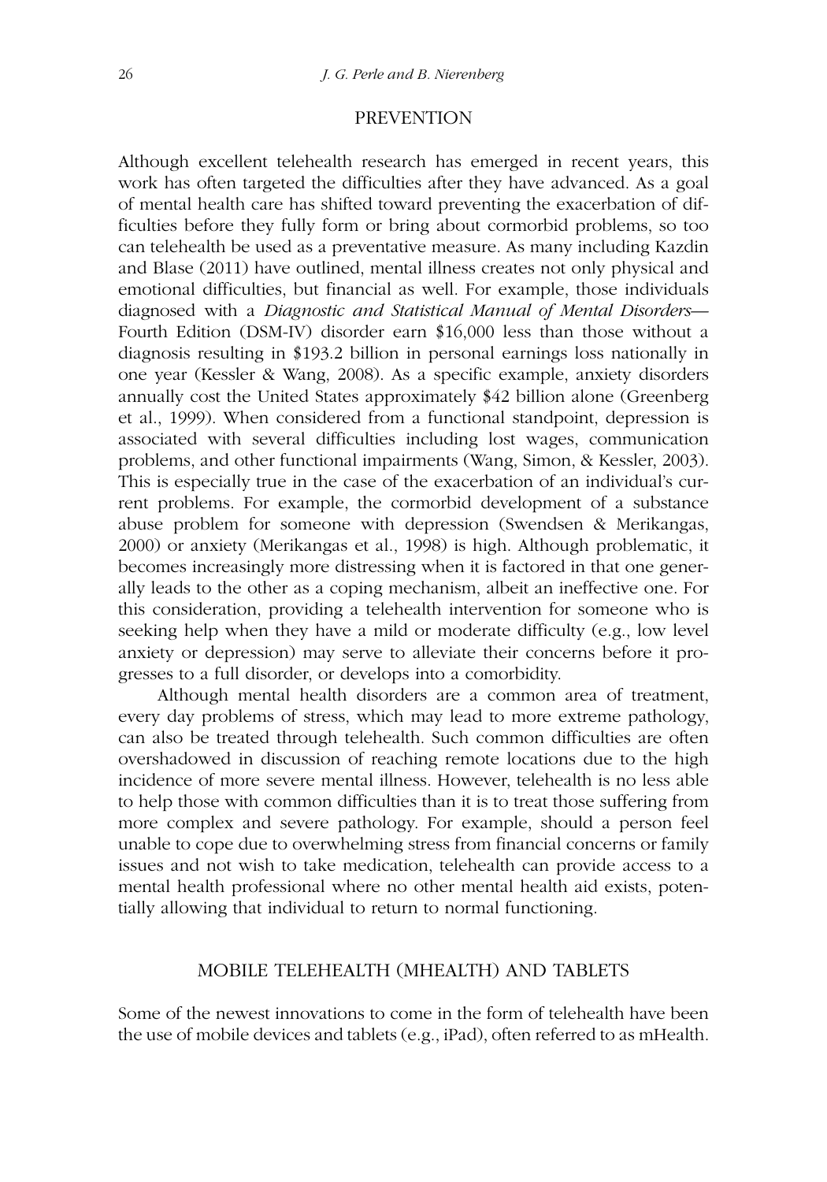## PREVENTION

Although excellent telehealth research has emerged in recent years, this work has often targeted the difficulties after they have advanced. As a goal of mental health care has shifted toward preventing the exacerbation of difficulties before they fully form or bring about cormorbid problems, so too can telehealth be used as a preventative measure. As many including Kazdin and Blase (2011) have outlined, mental illness creates not only physical and emotional difficulties, but financial as well. For example, those individuals diagnosed with a *Diagnostic and Statistical Manual of Mental Disorders*—Fourth Edition (DSM-IV) disorder earn $16,000 less than those without a diagnosis resulting in $193.2 billion in personal earnings loss nationally in one year (Kessler & Wang, 2008). As a specific example, anxiety disorders annually cost the United States approximately $42 billion alone (Greenberg et al., 1999). When considered from a functional standpoint, depression is associated with several difficulties including lost wages, communication problems, and other functional impairments (Wang, Simon, & Kessler, 2003). This is especially true in the case of the exacerbation of an individual's current problems. For example, the cormorbid development of a substance abuse problem for someone with depression (Swendsen & Merikangas, 2000) or anxiety (Merikangas et al., 1998) is high. Although problematic, it becomes increasingly more distressing when it is factored in that one generally leads to the other as a coping mechanism, albeit an ineffective one. For this consideration, providing a telehealth intervention for someone who is seeking help when they have a mild or moderate difficulty (e.g., low level anxiety or depression) may serve to alleviate their concerns before it progresses to a full disorder, or develops into a comorbidity.

Although mental health disorders are a common area of treatment, every day problems of stress, which may lead to more extreme pathology, can also be treated through telehealth. Such common difficulties are often overshadowed in discussion of reaching remote locations due to the high incidence of more severe mental illness. However, telehealth is no less able to help those with common difficulties than it is to treat those suffering from more complex and severe pathology. For example, should a person feel unable to cope due to overwhelming stress from financial concerns or family issues and not wish to take medication, telehealth can provide access to a mental health professional where no other mental health aid exists, potentially allowing that individual to return to normal functioning.

## MOBILE TELEHEALTH (MHEALTH) AND TABLETS

Some of the newest innovations to come in the form of telehealth have been the use of mobile devices and tablets (e.g., iPad), often referred to as mHealth.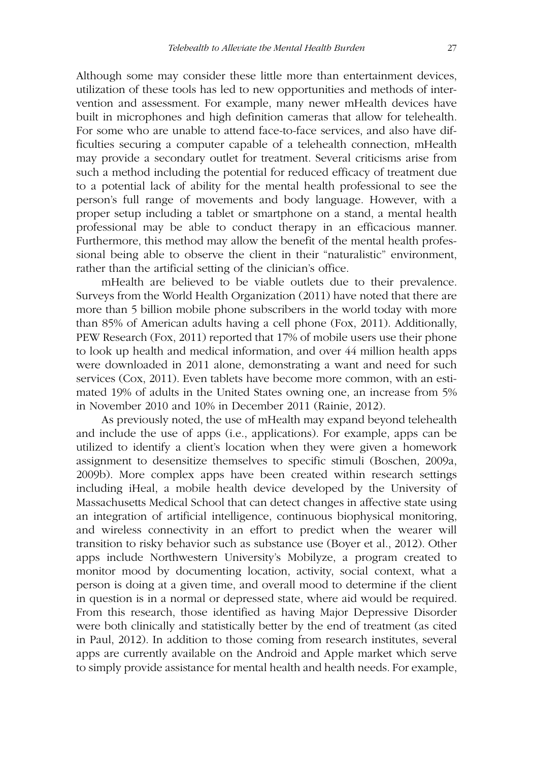Although some may consider these little more than entertainment devices, utilization of these tools has led to new opportunities and methods of intervention and assessment. For example, many newer mHealth devices have built in microphones and high definition cameras that allow for telehealth. For some who are unable to attend face-to-face services, and also have difficulties securing a computer capable of a telehealth connection, mHealth may provide a secondary outlet for treatment. Several criticisms arise from such a method including the potential for reduced efficacy of treatment due to a potential lack of ability for the mental health professional to see the person's full range of movements and body language. However, with a proper setup including a tablet or smartphone on a stand, a mental health professional may be able to conduct therapy in an efficacious manner. Furthermore, this method may allow the benefit of the mental health professional being able to observe the client in their "naturalistic" environment, rather than the artificial setting of the clinician's office.

mHealth are believed to be viable outlets due to their prevalence. Surveys from the World Health Organization (2011) have noted that there are more than 5 billion mobile phone subscribers in the world today with more than 85% of American adults having a cell phone (Fox, 2011). Additionally, PEW Research (Fox, 2011) reported that 17% of mobile users use their phone to look up health and medical information, and over 44 million health apps were downloaded in 2011 alone, demonstrating a want and need for such services (Cox, 2011). Even tablets have become more common, with an estimated 19% of adults in the United States owning one, an increase from 5% in November 2010 and 10% in December 2011 (Rainie, 2012).

As previously noted, the use of mHealth may expand beyond telehealth and include the use of apps (i.e., applications). For example, apps can be utilized to identify a client's location when they were given a homework assignment to desensitize themselves to specific stimuli (Boschen, 2009a, 2009b). More complex apps have been created within research settings including iHeal, a mobile health device developed by the University of Massachusetts Medical School that can detect changes in affective state using an integration of artificial intelligence, continuous biophysical monitoring, and wireless connectivity in an effort to predict when the wearer will transition to risky behavior such as substance use (Boyer et al., 2012). Other apps include Northwestern University's Mobilyze, a program created to monitor mood by documenting location, activity, social context, what a person is doing at a given time, and overall mood to determine if the client in question is in a normal or depressed state, where aid would be required. From this research, those identified as having Major Depressive Disorder were both clinically and statistically better by the end of treatment (as cited in Paul, 2012). In addition to those coming from research institutes, several apps are currently available on the Android and Apple market which serve to simply provide assistance for mental health and health needs. For example,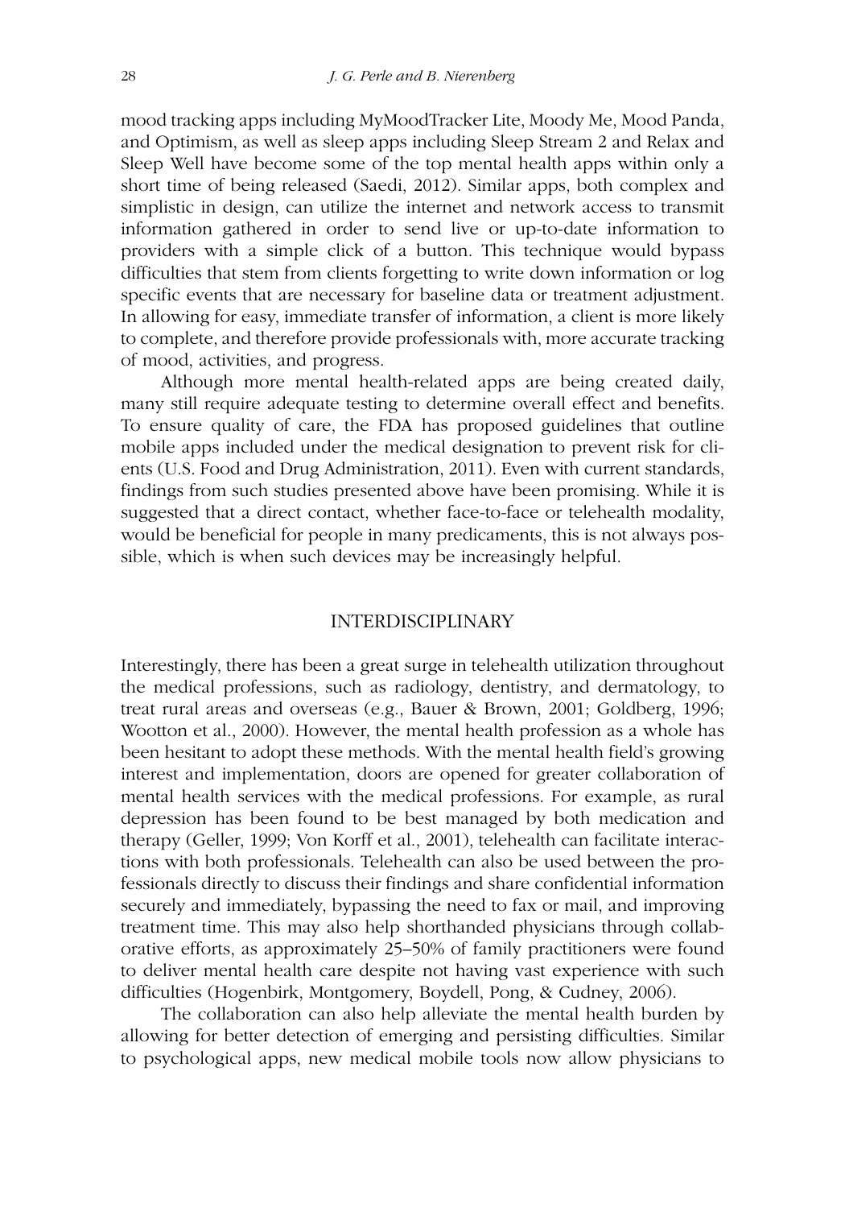mood tracking apps including MyMoodTracker Lite, Moody Me, Mood Panda, and Optimism, as well as sleep apps including Sleep Stream 2 and Relax and Sleep Well have become some of the top mental health apps within only a short time of being released (Saedi, 2012). Similar apps, both complex and simplistic in design, can utilize the internet and network access to transmit information gathered in order to send live or up-to-date information to providers with a simple click of a button. This technique would bypass difficulties that stem from clients forgetting to write down information or log specific events that are necessary for baseline data or treatment adjustment. In allowing for easy, immediate transfer of information, a client is more likely to complete, and therefore provide professionals with, more accurate tracking of mood, activities, and progress.

Although more mental health-related apps are being created daily, many still require adequate testing to determine overall effect and benefits. To ensure quality of care, the FDA has proposed guidelines that outline mobile apps included under the medical designation to prevent risk for clients (U.S. Food and Drug Administration, 2011). Even with current standards, findings from such studies presented above have been promising. While it is suggested that a direct contact, whether face-to-face or telehealth modality, would be beneficial for people in many predicaments, this is not always possible, which is when such devices may be increasingly helpful.

## INTERDISCIPLINARY

Interestingly, there has been a great surge in telehealth utilization throughout the medical professions, such as radiology, dentistry, and dermatology, to treat rural areas and overseas (e.g., Bauer & Brown, 2001; Goldberg, 1996; Wootton et al., 2000). However, the mental health profession as a whole has been hesitant to adopt these methods. With the mental health field's growing interest and implementation, doors are opened for greater collaboration of mental health services with the medical professions. For example, as rural depression has been found to be best managed by both medication and therapy (Geller, 1999; Von Korff et al., 2001), telehealth can facilitate interactions with both professionals. Telehealth can also be used between the professionals directly to discuss their findings and share confidential information securely and immediately, bypassing the need to fax or mail, and improving treatment time. This may also help shorthanded physicians through collaborative efforts, as approximately 25–50% of family practitioners were found to deliver mental health care despite not having vast experience with such difficulties (Hogenbirk, Montgomery, Boydell, Pong, & Cudney, 2006).

The collaboration can also help alleviate the mental health burden by allowing for better detection of emerging and persisting difficulties. Similar to psychological apps, new medical mobile tools now allow physicians to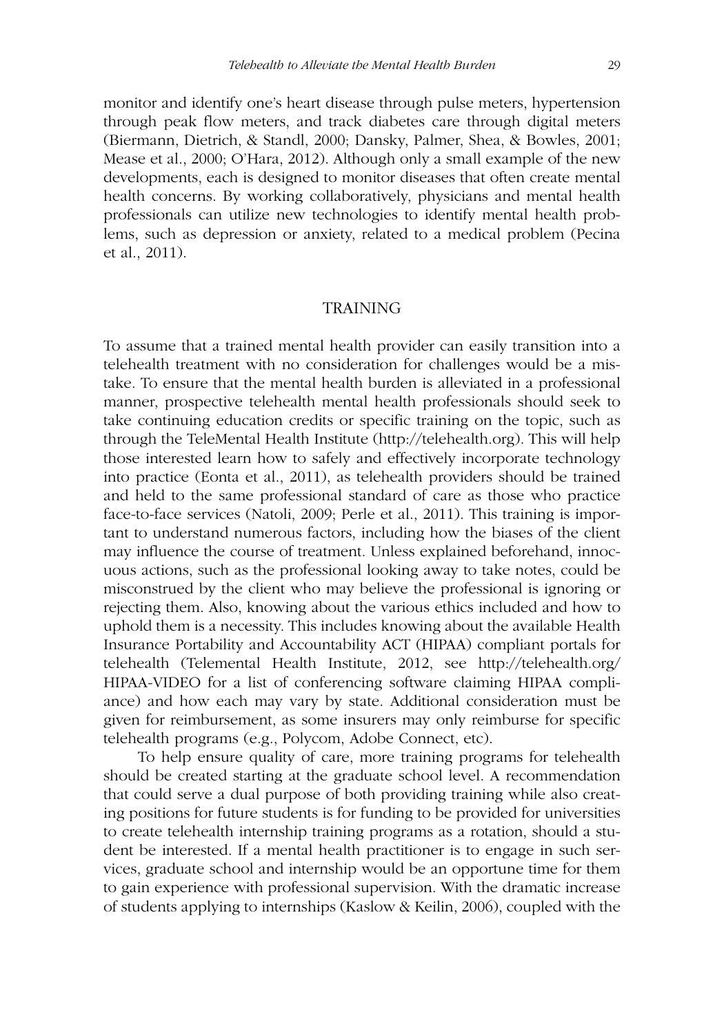monitor and identify one's heart disease through pulse meters, hypertension through peak flow meters, and track diabetes care through digital meters (Biermann, Dietrich, & Standl, 2000; Dansky, Palmer, Shea, & Bowles, 2001; Mease et al., 2000; O'Hara, 2012). Although only a small example of the new developments, each is designed to monitor diseases that often create mental health concerns. By working collaboratively, physicians and mental health professionals can utilize new technologies to identify mental health problems, such as depression or anxiety, related to a medical problem (Pecina et al., 2011).

## TRAINING

To assume that a trained mental health provider can easily transition into a telehealth treatment with no consideration for challenges would be a mistake. To ensure that the mental health burden is alleviated in a professional manner, prospective telehealth mental health professionals should seek to take continuing education credits or specific training on the topic, such as through the TeleMental Health Institute (http://telehealth.org). This will help those interested learn how to safely and effectively incorporate technology into practice (Eonta et al., 2011), as telehealth providers should be trained and held to the same professional standard of care as those who practice face-to-face services (Natoli, 2009; Perle et al., 2011). This training is important to understand numerous factors, including how the biases of the client may influence the course of treatment. Unless explained beforehand, innocuous actions, such as the professional looking away to take notes, could be misconstrued by the client who may believe the professional is ignoring or rejecting them. Also, knowing about the various ethics included and how to uphold them is a necessity. This includes knowing about the available Health Insurance Portability and Accountability ACT (HIPAA) compliant portals for telehealth (Telemental Health Institute, 2012, see http://telehealth.org/HIPAA-VIDEO for a list of conferencing software claiming HIPAA compliance) and how each may vary by state. Additional consideration must be given for reimbursement, as some insurers may only reimburse for specific telehealth programs (e.g., Polycom, Adobe Connect, etc).

To help ensure quality of care, more training programs for telehealth should be created starting at the graduate school level. A recommendation that could serve a dual purpose of both providing training while also creating positions for future students is for funding to be provided for universities to create telehealth internship training programs as a rotation, should a student be interested. If a mental health practitioner is to engage in such services, graduate school and internship would be an opportune time for them to gain experience with professional supervision. With the dramatic increase of students applying to internships (Kaslow & Keilin, 2006), coupled with the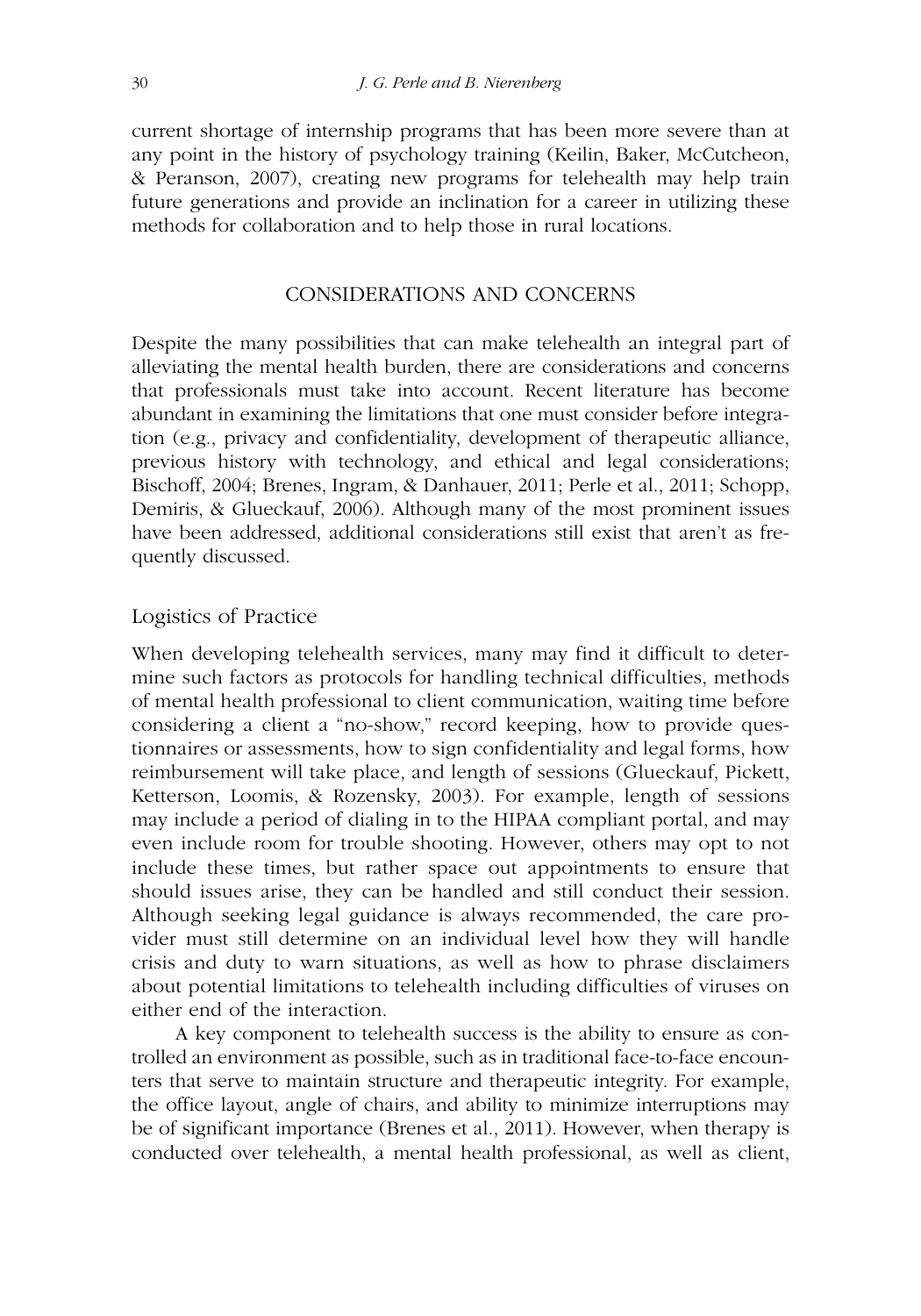current shortage of internship programs that has been more severe than at any point in the history of psychology training (Keilin, Baker, McCutcheon, & Peranson, 2007), creating new programs for telehealth may help train future generations and provide an inclination for a career in utilizing these methods for collaboration and to help those in rural locations.

## CONSIDERATIONS AND CONCERNS

Despite the many possibilities that can make telehealth an integral part of alleviating the mental health burden, there are considerations and concerns that professionals must take into account. Recent literature has become abundant in examining the limitations that one must consider before integration (e.g., privacy and confidentiality, development of therapeutic alliance, previous history with technology, and ethical and legal considerations; Bischoff, 2004; Brenes, Ingram, & Danhauer, 2011; Perle et al., 2011; Schopp, Demiris, & Glueckauf, 2006). Although many of the most prominent issues have been addressed, additional considerations still exist that aren't as frequently discussed.

### Logistics of Practice

When developing telehealth services, many may find it difficult to determine such factors as protocols for handling technical difficulties, methods of mental health professional to client communication, waiting time before considering a client a "no-show," record keeping, how to provide questionnaires or assessments, how to sign confidentiality and legal forms, how reimbursement will take place, and length of sessions (Glueckauf, Pickett, Ketterson, Loomis, & Rozensky, 2003). For example, length of sessions may include a period of dialing in to the HIPAA compliant portal, and may even include room for trouble shooting. However, others may opt to not include these times, but rather space out appointments to ensure that should issues arise, they can be handled and still conduct their session. Although seeking legal guidance is always recommended, the care provider must still determine on an individual level how they will handle crisis and duty to warn situations, as well as how to phrase disclaimers about potential limitations to telehealth including difficulties of viruses on either end of the interaction.

A key component to telehealth success is the ability to ensure as controlled an environment as possible, such as in traditional face-to-face encounters that serve to maintain structure and therapeutic integrity. For example, the office layout, angle of chairs, and ability to minimize interruptions may be of significant importance (Brenes et al., 2011). However, when therapy is conducted over telehealth, a mental health professional, as well as client,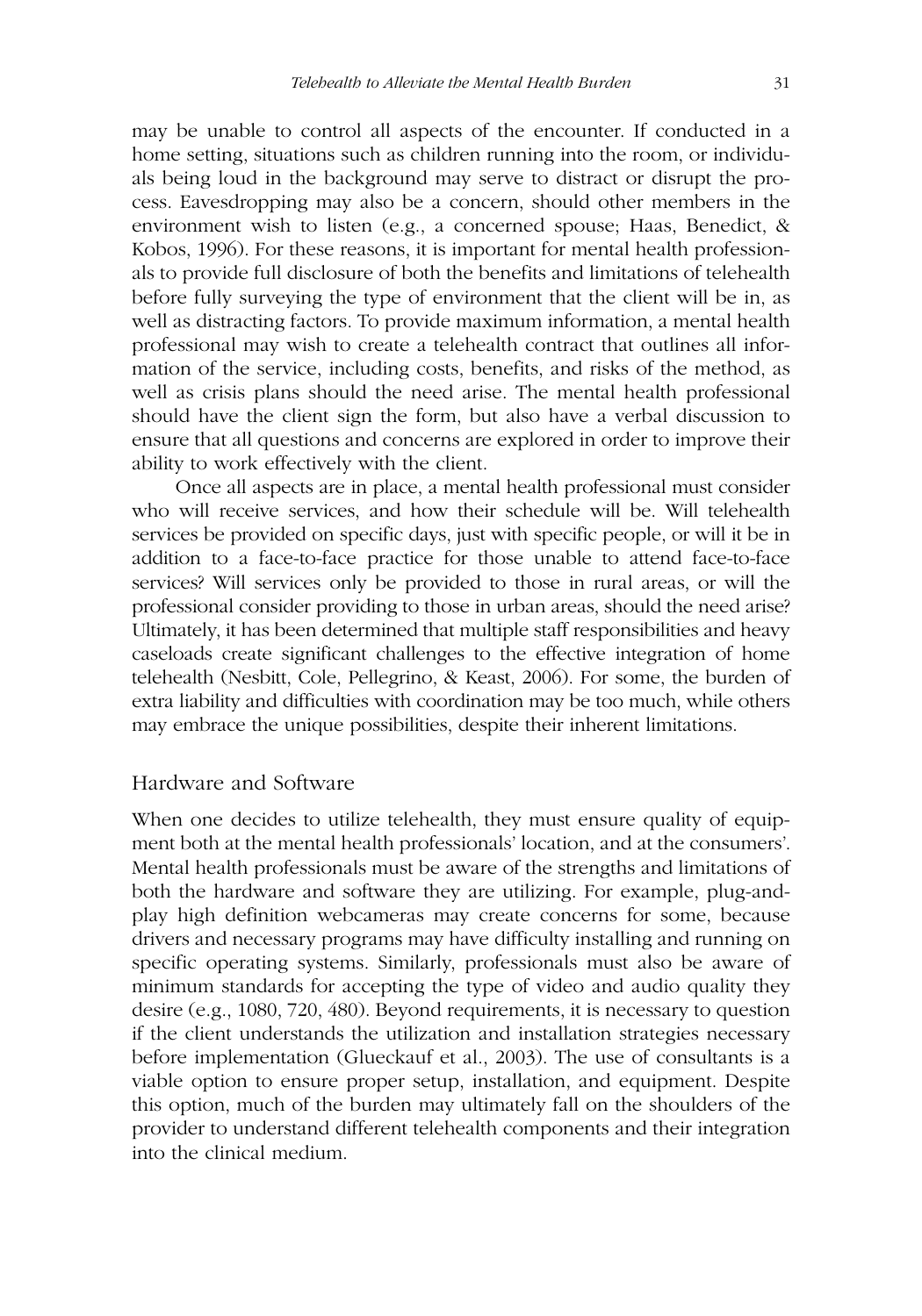may be unable to control all aspects of the encounter. If conducted in a home setting, situations such as children running into the room, or individuals being loud in the background may serve to distract or disrupt the process. Eavesdropping may also be a concern, should other members in the environment wish to listen (e.g., a concerned spouse; Haas, Benedict, & Kobos, 1996). For these reasons, it is important for mental health professionals to provide full disclosure of both the benefits and limitations of telehealth before fully surveying the type of environment that the client will be in, as well as distracting factors. To provide maximum information, a mental health professional may wish to create a telehealth contract that outlines all information of the service, including costs, benefits, and risks of the method, as well as crisis plans should the need arise. The mental health professional should have the client sign the form, but also have a verbal discussion to ensure that all questions and concerns are explored in order to improve their ability to work effectively with the client.

Once all aspects are in place, a mental health professional must consider who will receive services, and how their schedule will be. Will telehealth services be provided on specific days, just with specific people, or will it be in addition to a face-to-face practice for those unable to attend face-to-face services? Will services only be provided to those in rural areas, or will the professional consider providing to those in urban areas, should the need arise? Ultimately, it has been determined that multiple staff responsibilities and heavy caseloads create significant challenges to the effective integration of home telehealth (Nesbitt, Cole, Pellegrino, & Keast, 2006). For some, the burden of extra liability and difficulties with coordination may be too much, while others may embrace the unique possibilities, despite their inherent limitations.

## Hardware and Software

When one decides to utilize telehealth, they must ensure quality of equipment both at the mental health professionals' location, and at the consumers'. Mental health professionals must be aware of the strengths and limitations of both the hardware and software they are utilizing. For example, plug-and-play high definition webcameras may create concerns for some, because drivers and necessary programs may have difficulty installing and running on specific operating systems. Similarly, professionals must also be aware of minimum standards for accepting the type of video and audio quality they desire (e.g., 1080, 720, 480). Beyond requirements, it is necessary to question if the client understands the utilization and installation strategies necessary before implementation (Glueckauf et al., 2003). The use of consultants is a viable option to ensure proper setup, installation, and equipment. Despite this option, much of the burden may ultimately fall on the shoulders of the provider to understand different telehealth components and their integration into the clinical medium.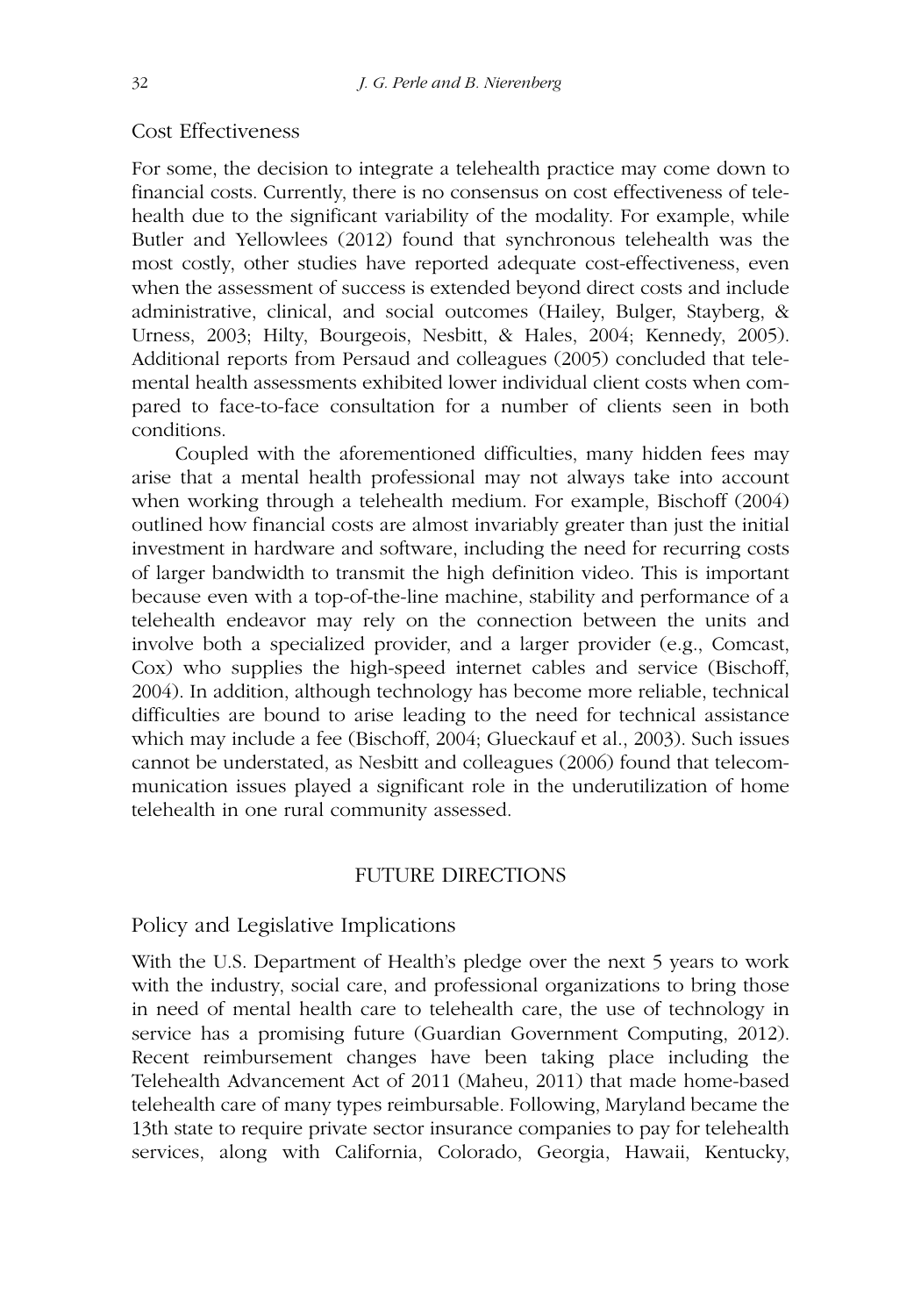### Cost Effectiveness

For some, the decision to integrate a telehealth practice may come down to financial costs. Currently, there is no consensus on cost effectiveness of telehealth due to the significant variability of the modality. For example, while Butler and Yellowlees (2012) found that synchronous telehealth was the most costly, other studies have reported adequate cost-effectiveness, even when the assessment of success is extended beyond direct costs and include administrative, clinical, and social outcomes (Hailey, Bulger, Stayberg, & Urness, 2003; Hilty, Bourgeois, Nesbitt, & Hales, 2004; Kennedy, 2005). Additional reports from Persaud and colleagues (2005) concluded that telemental health assessments exhibited lower individual client costs when compared to face-to-face consultation for a number of clients seen in both conditions.

Coupled with the aforementioned difficulties, many hidden fees may arise that a mental health professional may not always take into account when working through a telehealth medium. For example, Bischoff (2004) outlined how financial costs are almost invariably greater than just the initial investment in hardware and software, including the need for recurring costs of larger bandwidth to transmit the high definition video. This is important because even with a top-of-the-line machine, stability and performance of a telehealth endeavor may rely on the connection between the units and involve both a specialized provider, and a larger provider (e.g., Comcast, Cox) who supplies the high-speed internet cables and service (Bischoff, 2004). In addition, although technology has become more reliable, technical difficulties are bound to arise leading to the need for technical assistance which may include a fee (Bischoff, 2004; Glueckauf et al., 2003). Such issues cannot be understated, as Nesbitt and colleagues (2006) found that telecommunication issues played a significant role in the underutilization of home telehealth in one rural community assessed.

## FUTURE DIRECTIONS

### Policy and Legislative Implications

With the U.S. Department of Health's pledge over the next 5 years to work with the industry, social care, and professional organizations to bring those in need of mental health care to telehealth care, the use of technology in service has a promising future (Guardian Government Computing, 2012). Recent reimbursement changes have been taking place including the Telehealth Advancement Act of 2011 (Maheu, 2011) that made home-based telehealth care of many types reimbursable. Following, Maryland became the 13th state to require private sector insurance companies to pay for telehealth services, along with California, Colorado, Georgia, Hawaii, Kentucky,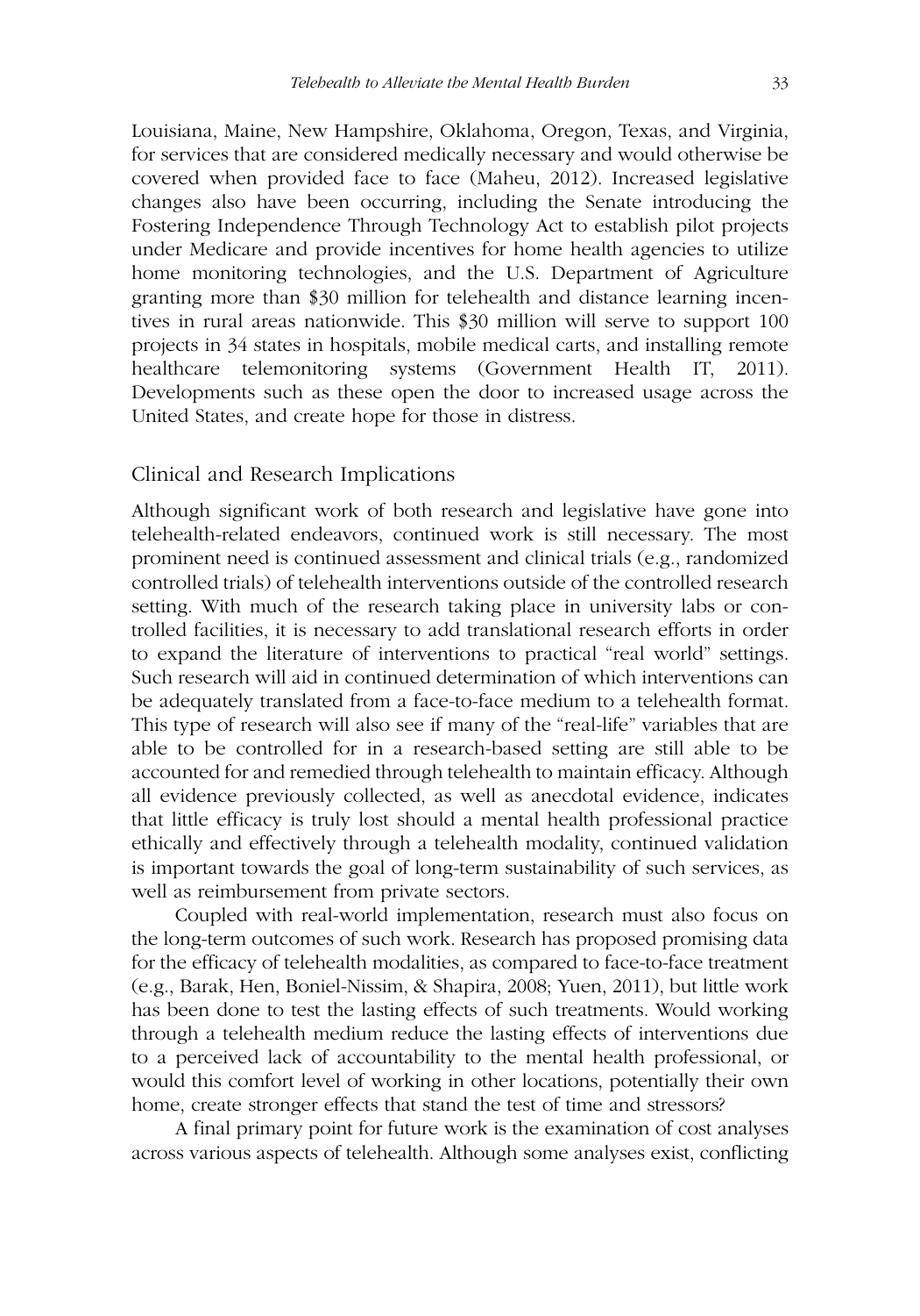Louisiana, Maine, New Hampshire, Oklahoma, Oregon, Texas, and Virginia, for services that are considered medically necessary and would otherwise be covered when provided face to face (Maheu, 2012). Increased legislative changes also have been occurring, including the Senate introducing the Fostering Independence Through Technology Act to establish pilot projects under Medicare and provide incentives for home health agencies to utilize home monitoring technologies, and the U.S. Department of Agriculture granting more than $30 million for telehealth and distance learning incentives in rural areas nationwide. This $30 million will serve to support 100 projects in 34 states in hospitals, mobile medical carts, and installing remote healthcare telemonitoring systems (Government Health IT, 2011). Developments such as these open the door to increased usage across the United States, and create hope for those in distress.

## Clinical and Research Implications

Although significant work of both research and legislative have gone into telehealth-related endeavors, continued work is still necessary. The most prominent need is continued assessment and clinical trials (e.g., randomized controlled trials) of telehealth interventions outside of the controlled research setting. With much of the research taking place in university labs or controlled facilities, it is necessary to add translational research efforts in order to expand the literature of interventions to practical "real world" settings. Such research will aid in continued determination of which interventions can be adequately translated from a face-to-face medium to a telehealth format. This type of research will also see if many of the "real-life" variables that are able to be controlled for in a research-based setting are still able to be accounted for and remedied through telehealth to maintain efficacy. Although all evidence previously collected, as well as anecdotal evidence, indicates that little efficacy is truly lost should a mental health professional practice ethically and effectively through a telehealth modality, continued validation is important towards the goal of long-term sustainability of such services, as well as reimbursement from private sectors.

Coupled with real-world implementation, research must also focus on the long-term outcomes of such work. Research has proposed promising data for the efficacy of telehealth modalities, as compared to face-to-face treatment (e.g., Barak, Hen, Boniel-Nissim, & Shapira, 2008; Yuen, 2011), but little work has been done to test the lasting effects of such treatments. Would working through a telehealth medium reduce the lasting effects of interventions due to a perceived lack of accountability to the mental health professional, or would this comfort level of working in other locations, potentially their own home, create stronger effects that stand the test of time and stressors?

A final primary point for future work is the examination of cost analyses across various aspects of telehealth. Although some analyses exist, conflicting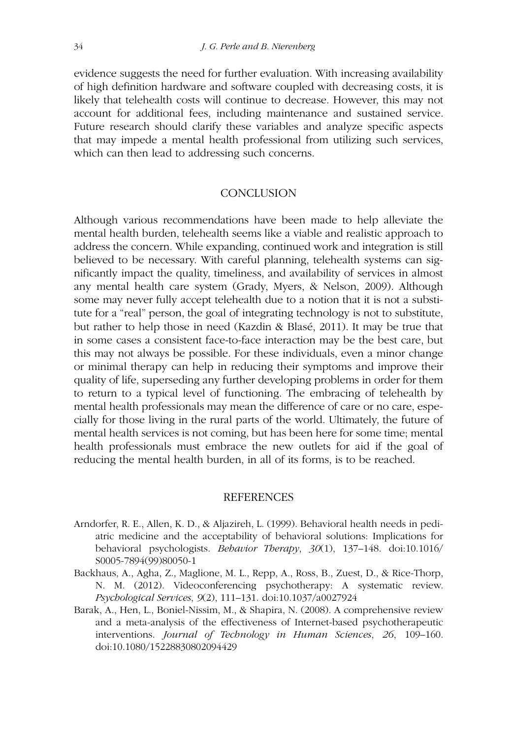evidence suggests the need for further evaluation. With increasing availability of high definition hardware and software coupled with decreasing costs, it is likely that telehealth costs will continue to decrease. However, this may not account for additional fees, including maintenance and sustained service. Future research should clarify these variables and analyze specific aspects that may impede a mental health professional from utilizing such services, which can then lead to addressing such concerns.

## CONCLUSION

Although various recommendations have been made to help alleviate the mental health burden, telehealth seems like a viable and realistic approach to address the concern. While expanding, continued work and integration is still believed to be necessary. With careful planning, telehealth systems can significantly impact the quality, timeliness, and availability of services in almost any mental health care system (Grady, Myers, & Nelson, 2009). Although some may never fully accept telehealth due to a notion that it is not a substitute for a "real" person, the goal of integrating technology is not to substitute, but rather to help those in need (Kazdin & Blasé, 2011). It may be true that in some cases a consistent face-to-face interaction may be the best care, but this may not always be possible. For these individuals, even a minor change or minimal therapy can help in reducing their symptoms and improve their quality of life, superseding any further developing problems in order for them to return to a typical level of functioning. The embracing of telehealth by mental health professionals may mean the difference of care or no care, especially for those living in the rural parts of the world. Ultimately, the future of mental health services is not coming, but has been here for some time; mental health professionals must embrace the new outlets for aid if the goal of reducing the mental health burden, in all of its forms, is to be reached.

## REFERENCES

Arndorfer, R. E., Allen, K. D., & Aljazireh, L. (1999). Behavioral health needs in pediatric medicine and the acceptability of behavioral solutions: Implications for behavioral psychologists. *Behavior Therapy*, *30*(1), 137–148. doi:10.1016/S0005-7894(99)80050-1

Backhaus, A., Agha, Z., Maglione, M. L., Repp, A., Ross, B., Zuest, D., & Rice-Thorp, N. M. (2012). Videoconferencing psychotherapy: A systematic review. *Psychological Services*, *9*(2), 111–131. doi:10.1037/a0027924

Barak, A., Hen, L., Boniel-Nissim, M., & Shapira, N. (2008). A comprehensive review and a meta-analysis of the effectiveness of Internet-based psychotherapeutic interventions. *Journal of Technology in Human Sciences*, *26*, 109–160. doi:10.1080/15228830802094429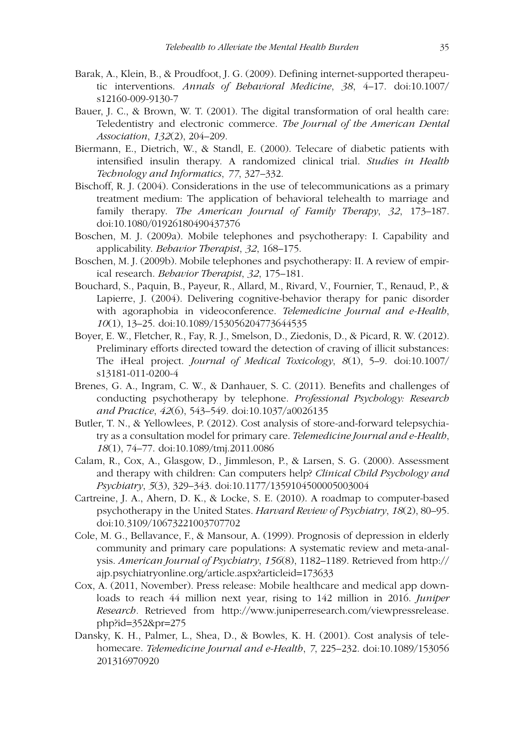Barak, A., Klein, B., & Proudfoot, J. G. (2009). Defining internet-supported therapeutic interventions. *Annals of Behavioral Medicine*, *38*, 4–17. doi:10.1007/s12160-009-9130-7

Bauer, J. C., & Brown, W. T. (2001). The digital transformation of oral health care: Teledentistry and electronic commerce. *The Journal of the American Dental Association*, *132*(2), 204–209.

Biermann, E., Dietrich, W., & Standl, E. (2000). Telecare of diabetic patients with intensified insulin therapy. A randomized clinical trial. *Studies in Health Technology and Informatics*, *77*, 327–332.

Bischoff, R. J. (2004). Considerations in the use of telecommunications as a primary treatment medium: The application of behavioral telehealth to marriage and family therapy. *The American Journal of Family Therapy*, *32*, 173–187. doi:10.1080/01926180490437376

Boschen, M. J. (2009a). Mobile telephones and psychotherapy: I. Capability and applicability. *Behavior Therapist*, *32*, 168–175.

Boschen, M. J. (2009b). Mobile telephones and psychotherapy: II. A review of empirical research. *Behavior Therapist*, *32*, 175–181.

Bouchard, S., Paquin, B., Payeur, R., Allard, M., Rivard, V., Fournier, T., Renaud, P., & Lapierre, J. (2004). Delivering cognitive-behavior therapy for panic disorder with agoraphobia in videoconference. *Telemedicine Journal and e-Health*, *10*(1), 13–25. doi:10.1089/153056204773644535

Boyer, E. W., Fletcher, R., Fay, R. J., Smelson, D., Ziedonis, D., & Picard, R. W. (2012). Preliminary efforts directed toward the detection of craving of illicit substances: The iHeal project. *Journal of Medical Toxicology*, *8*(1), 5–9. doi:10.1007/s13181-011-0200-4

Brenes, G. A., Ingram, C. W., & Danhauer, S. C. (2011). Benefits and challenges of conducting psychotherapy by telephone. *Professional Psychology: Research and Practice*, *42*(6), 543–549. doi:10.1037/a0026135

Butler, T. N., & Yellowlees, P. (2012). Cost analysis of store-and-forward telepsychiatry as a consultation model for primary care. *Telemedicine Journal and e-Health*, *18*(1), 74–77. doi:10.1089/tmj.2011.0086

Calam, R., Cox, A., Glasgow, D., Jimmleson, P., & Larsen, S. G. (2000). Assessment and therapy with children: Can computers help? *Clinical Child Psychology and Psychiatry*, *5*(3), 329–343. doi:10.1177/1359104500005003004

Cartreine, J. A., Ahern, D. K., & Locke, S. E. (2010). A roadmap to computer-based psychotherapy in the United States. *Harvard Review of Psychiatry*, *18*(2), 80–95. doi:10.3109/10673221003707702

Cole, M. G., Bellavance, F., & Mansour, A. (1999). Prognosis of depression in elderly community and primary care populations: A systematic review and meta-analysis. *American Journal of Psychiatry*, *156*(8), 1182–1189. Retrieved from http://ajp.psychiatryonline.org/article.aspx?articleid=173633

Cox, A. (2011, November). Press release: Mobile healthcare and medical app downloads to reach 44 million next year, rising to 142 million in 2016. *Juniper Research*. Retrieved from http://www.juniperresearch.com/viewpressrelease.php?id=352&pr=275

Dansky, K. H., Palmer, L., Shea, D., & Bowles, K. H. (2001). Cost analysis of telehomecare. *Telemedicine Journal and e-Health*, *7*, 225–232. doi:10.1089/153056201316970920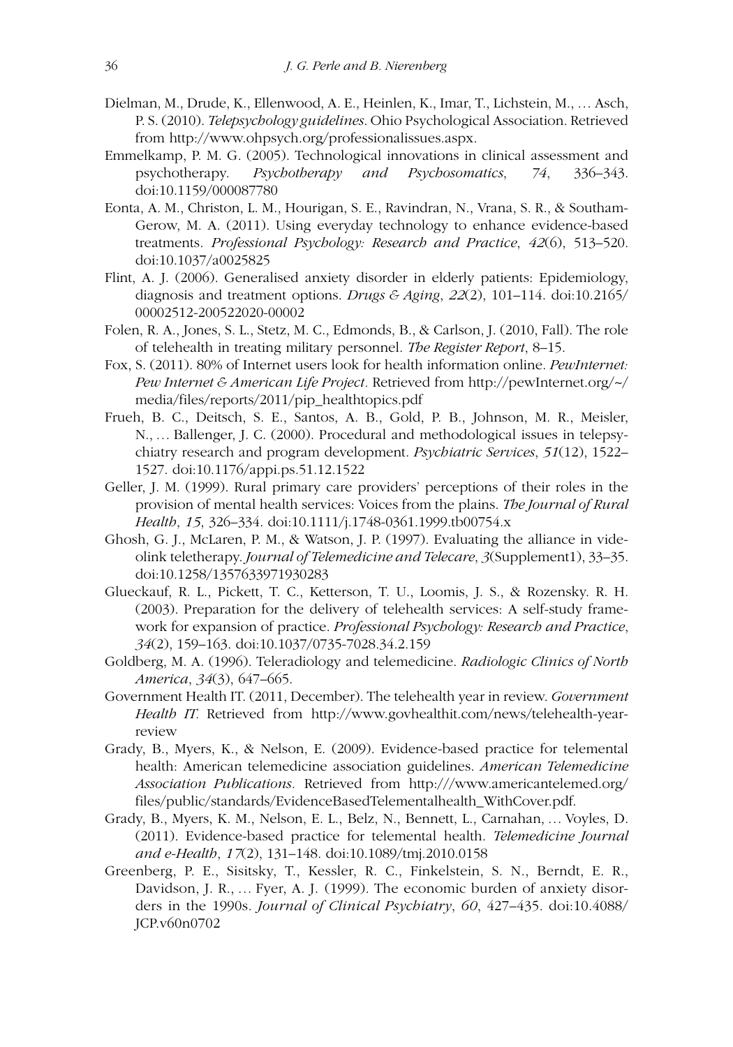Dielman, M., Drude, K., Ellenwood, A. E., Heinlen, K., Imar, T., Lichstein, M., … Asch, P. S. (2010). *Telepsychology guidelines*. Ohio Psychological Association. Retrieved from http://www.ohpsych.org/professionalissues.aspx.

Emmelkamp, P. M. G. (2005). Technological innovations in clinical assessment and psychotherapy. *Psychotherapy and Psychosomatics*, *74*, 336–343. doi:10.1159/000087780

Eonta, A. M., Christon, L. M., Hourigan, S. E., Ravindran, N., Vrana, S. R., & Southam-Gerow, M. A. (2011). Using everyday technology to enhance evidence-based treatments. *Professional Psychology: Research and Practice*, *42*(6), 513–520. doi:10.1037/a0025825

Flint, A. J. (2006). Generalised anxiety disorder in elderly patients: Epidemiology, diagnosis and treatment options. *Drugs & Aging*, *22*(2), 101–114. doi:10.2165/00002512-200522020-00002

Folen, R. A., Jones, S. L., Stetz, M. C., Edmonds, B., & Carlson, J. (2010, Fall). The role of telehealth in treating military personnel. *The Register Report*, 8–15.

Fox, S. (2011). 80% of Internet users look for health information online. *PewInternet: Pew Internet & American Life Project*. Retrieved from http://pewInternet.org/~/media/files/reports/2011/pip_healthtopics.pdf

Frueh, B. C., Deitsch, S. E., Santos, A. B., Gold, P. B., Johnson, M. R., Meisler, N., … Ballenger, J. C. (2000). Procedural and methodological issues in telepsychiatry research and program development. *Psychiatric Services*, *51*(12), 1522–1527. doi:10.1176/appi.ps.51.12.1522

Geller, J. M. (1999). Rural primary care providers' perceptions of their roles in the provision of mental health services: Voices from the plains. *The Journal of Rural Health*, *15*, 326–334. doi:10.1111/j.1748-0361.1999.tb00754.x

Ghosh, G. J., McLaren, P. M., & Watson, J. P. (1997). Evaluating the alliance in videolink teletherapy. *Journal of Telemedicine and Telecare*, *3*(Supplement1), 33–35. doi:10.1258/1357633971930283

Glueckauf, R. L., Pickett, T. C., Ketterson, T. U., Loomis, J. S., & Rozensky. R. H. (2003). Preparation for the delivery of telehealth services: A self-study framework for expansion of practice. *Professional Psychology: Research and Practice*, *34*(2), 159–163. doi:10.1037/0735-7028.34.2.159

Goldberg, M. A. (1996). Teleradiology and telemedicine. *Radiologic Clinics of North America*, *34*(3), 647–665.

Government Health IT. (2011, December). The telehealth year in review. *Government Health IT*. Retrieved from http://www.govhealthit.com/news/telehealth-year-review

Grady, B., Myers, K., & Nelson, E. (2009). Evidence-based practice for telemental health: American telemedicine association guidelines. *American Telemedicine Association Publications*. Retrieved from http:///www.americantelemed.org/files/public/standards/EvidenceBasedTelementalhealth_WithCover.pdf.

Grady, B., Myers, K. M., Nelson, E. L., Belz, N., Bennett, L., Carnahan, … Voyles, D. (2011). Evidence-based practice for telemental health. *Telemedicine Journal and e-Health*, *17*(2), 131–148. doi:10.1089/tmj.2010.0158

Greenberg, P. E., Sisitsky, T., Kessler, R. C., Finkelstein, S. N., Berndt, E. R., Davidson, J. R., … Fyer, A. J. (1999). The economic burden of anxiety disorders in the 1990s. *Journal of Clinical Psychiatry*, *60*, 427–435. doi:10.4088/JCP.v60n0702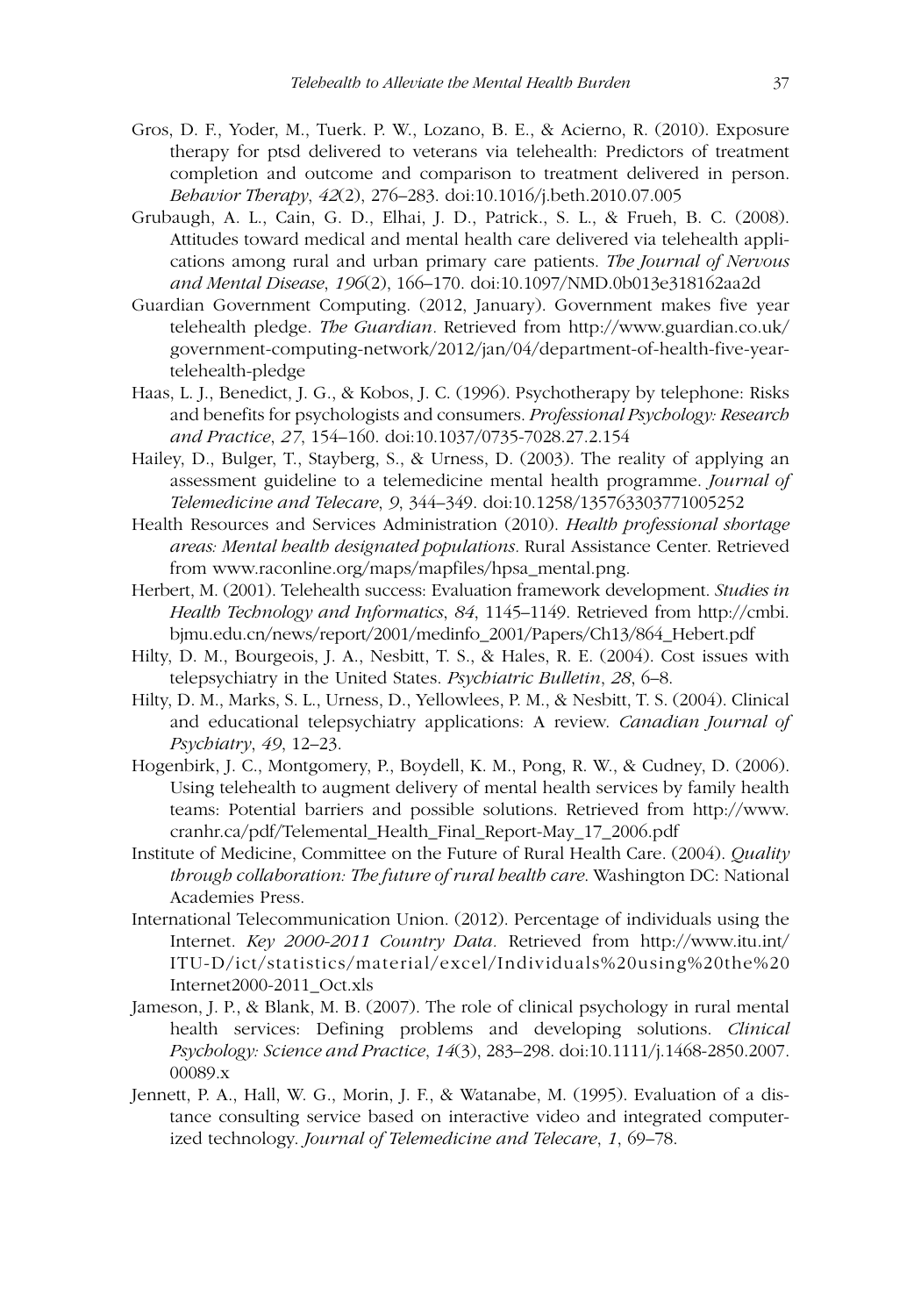Gros, D. F., Yoder, M., Tuerk. P. W., Lozano, B. E., & Acierno, R. (2010). Exposure therapy for ptsd delivered to veterans via telehealth: Predictors of treatment completion and outcome and comparison to treatment delivered in person. *Behavior Therapy*, *42*(2), 276–283. doi:10.1016/j.beth.2010.07.005

Grubaugh, A. L., Cain, G. D., Elhai, J. D., Patrick., S. L., & Frueh, B. C. (2008). Attitudes toward medical and mental health care delivered via telehealth applications among rural and urban primary care patients. *The Journal of Nervous and Mental Disease*, *196*(2), 166–170. doi:10.1097/NMD.0b013e318162aa2d

Guardian Government Computing. (2012, January). Government makes five year telehealth pledge. *The Guardian*. Retrieved from http://www.guardian.co.uk/government-computing-network/2012/jan/04/department-of-health-five-year-telehealth-pledge

Haas, L. J., Benedict, J. G., & Kobos, J. C. (1996). Psychotherapy by telephone: Risks and benefits for psychologists and consumers. *Professional Psychology: Research and Practice*, *27*, 154–160. doi:10.1037/0735-7028.27.2.154

Hailey, D., Bulger, T., Stayberg, S., & Urness, D. (2003). The reality of applying an assessment guideline to a telemedicine mental health programme. *Journal of Telemedicine and Telecare*, *9*, 344–349. doi:10.1258/135763303771005252

Health Resources and Services Administration (2010). *Health professional shortage areas: Mental health designated populations*. Rural Assistance Center. Retrieved from www.raconline.org/maps/mapfiles/hpsa_mental.png.

Herbert, M. (2001). Telehealth success: Evaluation framework development. *Studies in Health Technology and Informatics*, *84*, 1145–1149. Retrieved from http://cmbi.bjmu.edu.cn/news/report/2001/medinfo_2001/Papers/Ch13/864_Hebert.pdf

Hilty, D. M., Bourgeois, J. A., Nesbitt, T. S., & Hales, R. E. (2004). Cost issues with telepsychiatry in the United States. *Psychiatric Bulletin*, *28*, 6–8.

Hilty, D. M., Marks, S. L., Urness, D., Yellowlees, P. M., & Nesbitt, T. S. (2004). Clinical and educational telepsychiatry applications: A review. *Canadian Journal of Psychiatry*, *49*, 12–23.

Hogenbirk, J. C., Montgomery, P., Boydell, K. M., Pong, R. W., & Cudney, D. (2006). Using telehealth to augment delivery of mental health services by family health teams: Potential barriers and possible solutions. Retrieved from http://www.cranhr.ca/pdf/Telemental_Health_Final_Report-May_17_2006.pdf

Institute of Medicine, Committee on the Future of Rural Health Care. (2004). *Quality through collaboration: The future of rural health care*. Washington DC: National Academies Press.

International Telecommunication Union. (2012). Percentage of individuals using the Internet. *Key 2000-2011 Country Data*. Retrieved from http://www.itu.int/ITU-D/ict/statistics/material/excel/Individuals%20using%20the%20Internet2000-2011_Oct.xls

Jameson, J. P., & Blank, M. B. (2007). The role of clinical psychology in rural mental health services: Defining problems and developing solutions. *Clinical Psychology: Science and Practice*, *14*(3), 283–298. doi:10.1111/j.1468-2850.2007.00089.x

Jennett, P. A., Hall, W. G., Morin, J. F., & Watanabe, M. (1995). Evaluation of a distance consulting service based on interactive video and integrated computerized technology. *Journal of Telemedicine and Telecare*, *1*, 69–78.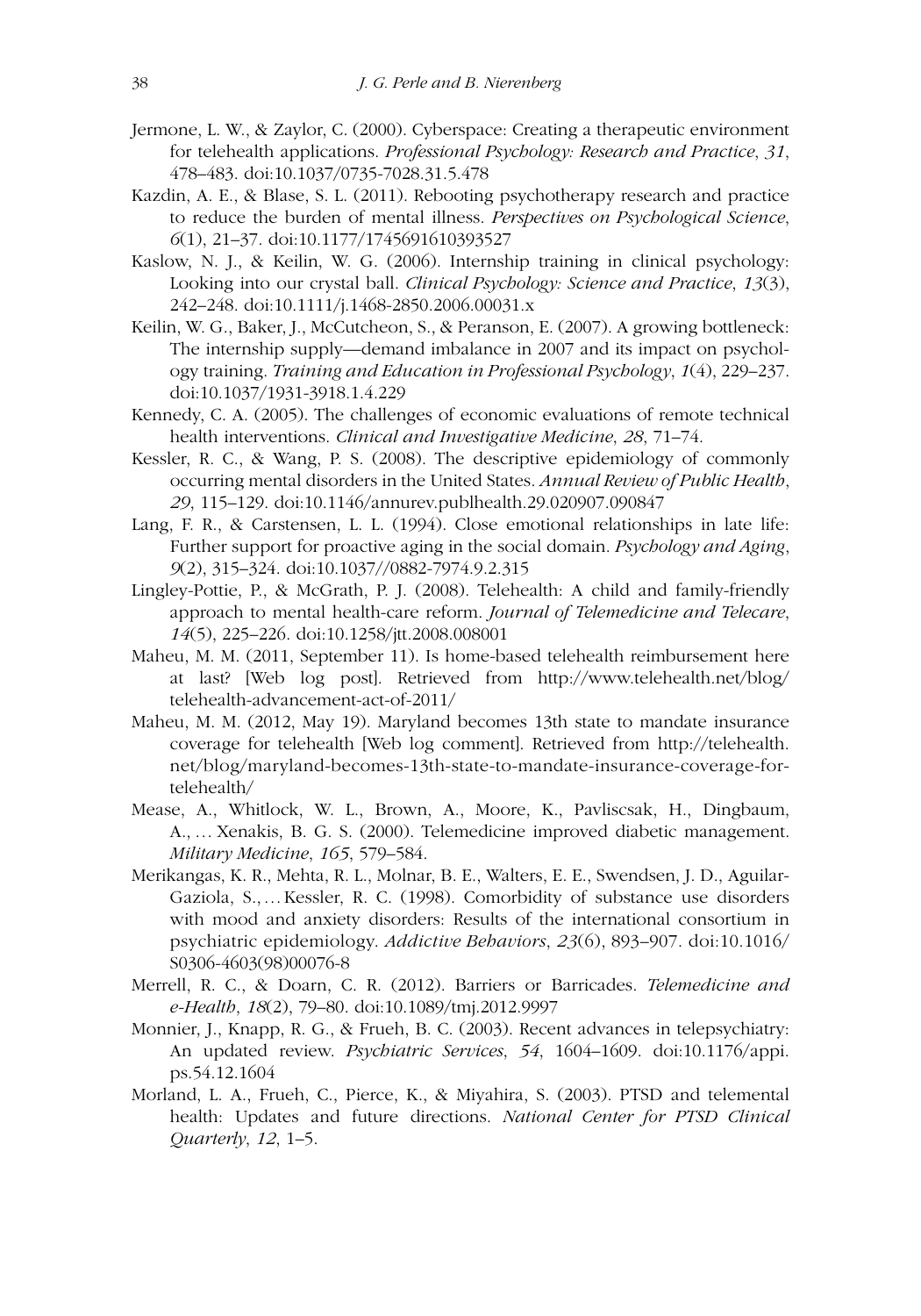Jermone, L. W., & Zaylor, C. (2000). Cyberspace: Creating a therapeutic environment for telehealth applications. *Professional Psychology: Research and Practice*, *31*, 478–483. doi:10.1037/0735-7028.31.5.478

Kazdin, A. E., & Blase, S. L. (2011). Rebooting psychotherapy research and practice to reduce the burden of mental illness. *Perspectives on Psychological Science*, *6*(1), 21–37. doi:10.1177/1745691610393527

Kaslow, N. J., & Keilin, W. G. (2006). Internship training in clinical psychology: Looking into our crystal ball. *Clinical Psychology: Science and Practice*, *13*(3), 242–248. doi:10.1111/j.1468-2850.2006.00031.x

Keilin, W. G., Baker, J., McCutcheon, S., & Peranson, E. (2007). A growing bottleneck: The internship supply—demand imbalance in 2007 and its impact on psychology training. *Training and Education in Professional Psychology*, *1*(4), 229–237. doi:10.1037/1931-3918.1.4.229

Kennedy, C. A. (2005). The challenges of economic evaluations of remote technical health interventions. *Clinical and Investigative Medicine*, *28*, 71–74.

Kessler, R. C., & Wang, P. S. (2008). The descriptive epidemiology of commonly occurring mental disorders in the United States. *Annual Review of Public Health*, *29*, 115–129. doi:10.1146/annurev.publhealth.29.020907.090847

Lang, F. R., & Carstensen, L. L. (1994). Close emotional relationships in late life: Further support for proactive aging in the social domain. *Psychology and Aging*, *9*(2), 315–324. doi:10.1037//0882-7974.9.2.315

Lingley-Pottie, P., & McGrath, P. J. (2008). Telehealth: A child and family-friendly approach to mental health-care reform. *Journal of Telemedicine and Telecare*, *14*(5), 225–226. doi:10.1258/jtt.2008.008001

Maheu, M. M. (2011, September 11). Is home-based telehealth reimbursement here at last? [Web log post]. Retrieved from http://www.telehealth.net/blog/telehealth-advancement-act-of-2011/

Maheu, M. M. (2012, May 19). Maryland becomes 13th state to mandate insurance coverage for telehealth [Web log comment]. Retrieved from http://telehealth.net/blog/maryland-becomes-13th-state-to-mandate-insurance-coverage-for-telehealth/

Mease, A., Whitlock, W. L., Brown, A., Moore, K., Pavliscsak, H., Dingbaum, A., … Xenakis, B. G. S. (2000). Telemedicine improved diabetic management. *Military Medicine*, *165*, 579–584.

Merikangas, K. R., Mehta, R. L., Molnar, B. E., Walters, E. E., Swendsen, J. D., Aguilar-Gaziola, S., … Kessler, R. C. (1998). Comorbidity of substance use disorders with mood and anxiety disorders: Results of the international consortium in psychiatric epidemiology. *Addictive Behaviors*, *23*(6), 893–907. doi:10.1016/S0306-4603(98)00076-8

Merrell, R. C., & Doarn, C. R. (2012). Barriers or Barricades. *Telemedicine and e-Health*, *18*(2), 79–80. doi:10.1089/tmj.2012.9997

Monnier, J., Knapp, R. G., & Frueh, B. C. (2003). Recent advances in telepsychiatry: An updated review. *Psychiatric Services*, *54*, 1604–1609. doi:10.1176/appi.ps.54.12.1604

Morland, L. A., Frueh, C., Pierce, K., & Miyahira, S. (2003). PTSD and telemental health: Updates and future directions. *National Center for PTSD Clinical Quarterly*, *12*, 1–5.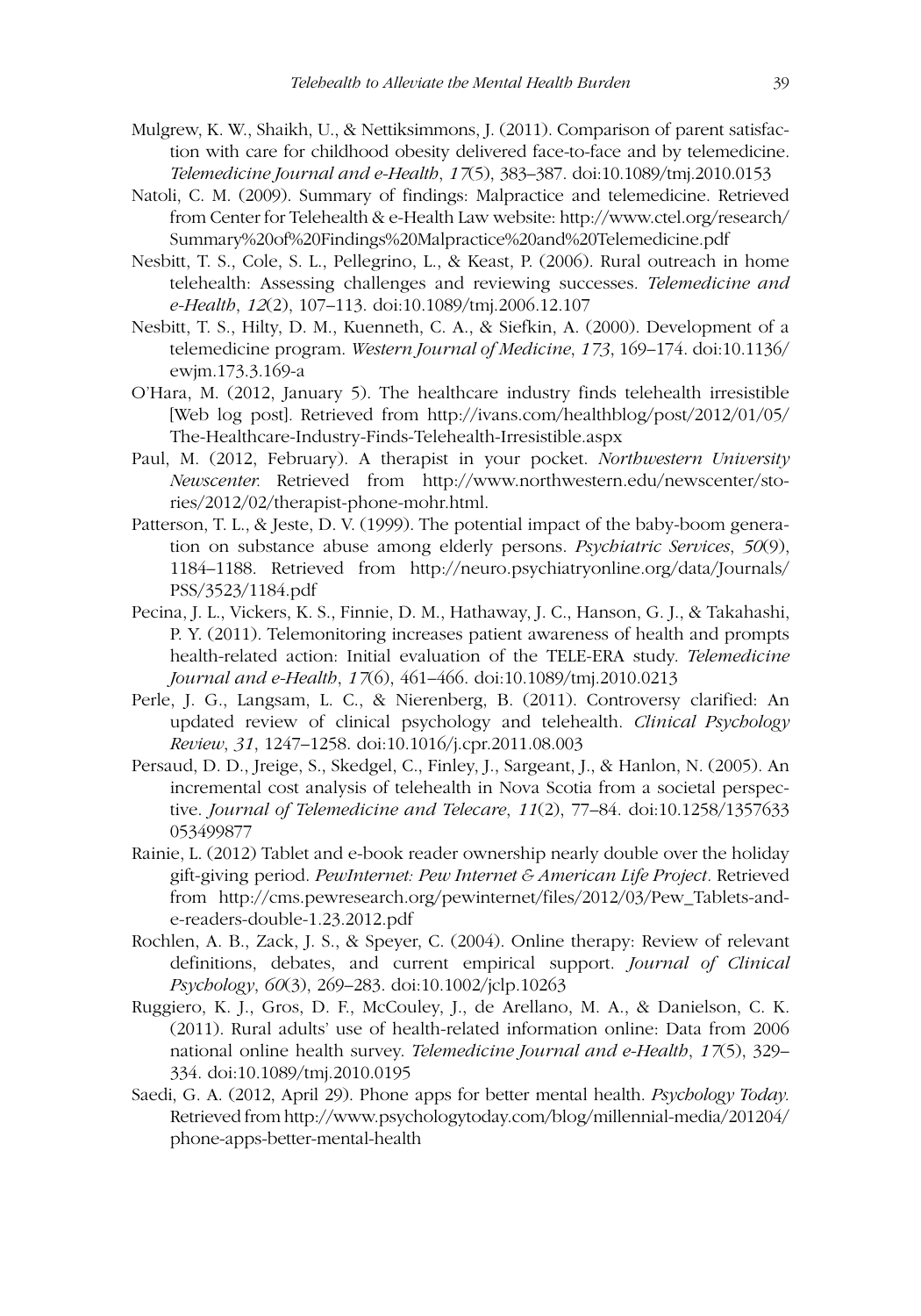Mulgrew, K. W., Shaikh, U., & Nettiksimmons, J. (2011). Comparison of parent satisfaction with care for childhood obesity delivered face-to-face and by telemedicine. *Telemedicine Journal and e-Health*, *17*(5), 383–387. doi:10.1089/tmj.2010.0153

Natoli, C. M. (2009). Summary of findings: Malpractice and telemedicine. Retrieved from Center for Telehealth & e-Health Law website: http://www.ctel.org/research/Summary%20of%20Findings%20Malpractice%20and%20Telemedicine.pdf

Nesbitt, T. S., Cole, S. L., Pellegrino, L., & Keast, P. (2006). Rural outreach in home telehealth: Assessing challenges and reviewing successes. *Telemedicine and e-Health*, *12*(2), 107–113. doi:10.1089/tmj.2006.12.107

Nesbitt, T. S., Hilty, D. M., Kuenneth, C. A., & Siefkin, A. (2000). Development of a telemedicine program. *Western Journal of Medicine*, *173*, 169–174. doi:10.1136/ewjm.173.3.169-a

O'Hara, M. (2012, January 5). The healthcare industry finds telehealth irresistible [Web log post]. Retrieved from http://ivans.com/healthblog/post/2012/01/05/The-Healthcare-Industry-Finds-Telehealth-Irresistible.aspx

Paul, M. (2012, February). A therapist in your pocket. *Northwestern University Newscenter.* Retrieved from http://www.northwestern.edu/newscenter/stories/2012/02/therapist-phone-mohr.html.

Patterson, T. L., & Jeste, D. V. (1999). The potential impact of the baby-boom generation on substance abuse among elderly persons. *Psychiatric Services*, *50*(9), 1184–1188. Retrieved from http://neuro.psychiatryonline.org/data/Journals/PSS/3523/1184.pdf

Pecina, J. L., Vickers, K. S., Finnie, D. M., Hathaway, J. C., Hanson, G. J., & Takahashi, P. Y. (2011). Telemonitoring increases patient awareness of health and prompts health-related action: Initial evaluation of the TELE-ERA study. *Telemedicine Journal and e-Health*, *17*(6), 461–466. doi:10.1089/tmj.2010.0213

Perle, J. G., Langsam, L. C., & Nierenberg, B. (2011). Controversy clarified: An updated review of clinical psychology and telehealth. *Clinical Psychology Review*, *31*, 1247–1258. doi:10.1016/j.cpr.2011.08.003

Persaud, D. D., Jreige, S., Skedgel, C., Finley, J., Sargeant, J., & Hanlon, N. (2005). An incremental cost analysis of telehealth in Nova Scotia from a societal perspective. *Journal of Telemedicine and Telecare*, *11*(2), 77–84. doi:10.1258/1357633053499877

Rainie, L. (2012) Tablet and e-book reader ownership nearly double over the holiday gift-giving period. *PewInternet: Pew Internet & American Life Project*. Retrieved from http://cms.pewresearch.org/pewinternet/files/2012/03/Pew_Tablets-and-e-readers-double-1.23.2012.pdf

Rochlen, A. B., Zack, J. S., & Speyer, C. (2004). Online therapy: Review of relevant definitions, debates, and current empirical support. *Journal of Clinical Psychology*, *60*(3), 269–283. doi:10.1002/jclp.10263

Ruggiero, K. J., Gros, D. F., McCouley, J., de Arellano, M. A., & Danielson, C. K. (2011). Rural adults' use of health-related information online: Data from 2006 national online health survey. *Telemedicine Journal and e-Health*, *17*(5), 329–334. doi:10.1089/tmj.2010.0195

Saedi, G. A. (2012, April 29). Phone apps for better mental health. *Psychology Today.* Retrieved from http://www.psychologytoday.com/blog/millennial-media/201204/phone-apps-better-mental-health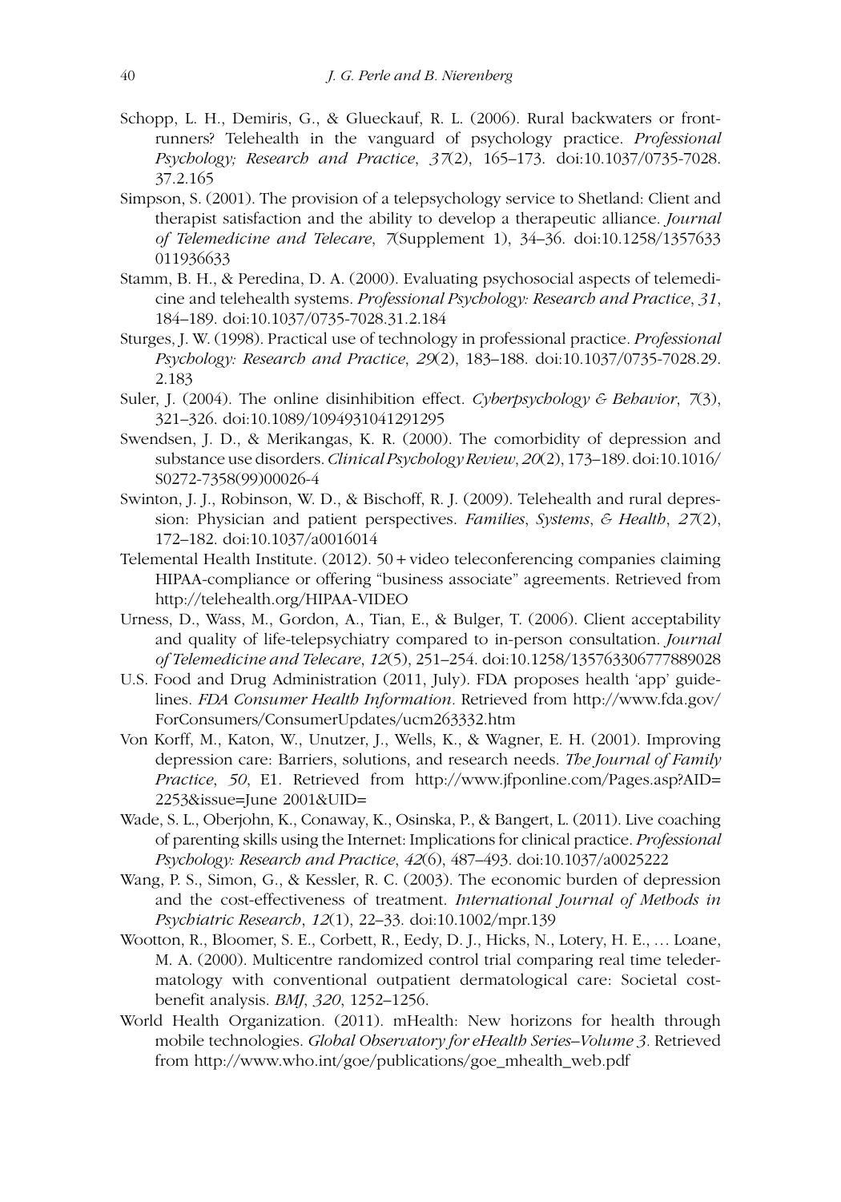Schopp, L. H., Demiris, G., & Glueckauf, R. L. (2006). Rural backwaters or front-runners? Telehealth in the vanguard of psychology practice. *Professional Psychology; Research and Practice*, *37*(2), 165–173. doi:10.1037/0735-7028.37.2.165

Simpson, S. (2001). The provision of a telepsychology service to Shetland: Client and therapist satisfaction and the ability to develop a therapeutic alliance. *Journal of Telemedicine and Telecare*, *7*(Supplement 1), 34–36. doi:10.1258/1357633011936633

Stamm, B. H., & Peredina, D. A. (2000). Evaluating psychosocial aspects of telemedicine and telehealth systems. *Professional Psychology: Research and Practice*, *31*, 184–189. doi:10.1037/0735-7028.31.2.184

Sturges, J. W. (1998). Practical use of technology in professional practice. *Professional Psychology: Research and Practice*, *29*(2), 183–188. doi:10.1037/0735-7028.29.2.183

Suler, J. (2004). The online disinhibition effect. *Cyberpsychology & Behavior*, *7*(3), 321–326. doi:10.1089/1094931041291295

Swendsen, J. D., & Merikangas, K. R. (2000). The comorbidity of depression and substance use disorders. *Clinical Psychology Review*, *20*(2), 173–189. doi:10.1016/S0272-7358(99)00026-4

Swinton, J. J., Robinson, W. D., & Bischoff, R. J. (2009). Telehealth and rural depression: Physician and patient perspectives. *Families, Systems, & Health*, *27*(2), 172–182. doi:10.1037/a0016014

Telemental Health Institute. (2012). 50 + video teleconferencing companies claiming HIPAA-compliance or offering "business associate" agreements. Retrieved from http://telehealth.org/HIPAA-VIDEO

Urness, D., Wass, M., Gordon, A., Tian, E., & Bulger, T. (2006). Client acceptability and quality of life-telepsychiatry compared to in-person consultation. *Journal of Telemedicine and Telecare*, *12*(5), 251–254. doi:10.1258/135763306777889028

U.S. Food and Drug Administration (2011, July). FDA proposes health 'app' guidelines. *FDA Consumer Health Information*. Retrieved from http://www.fda.gov/ForConsumers/ConsumerUpdates/ucm263332.htm

Von Korff, M., Katon, W., Unutzer, J., Wells, K., & Wagner, E. H. (2001). Improving depression care: Barriers, solutions, and research needs. *The Journal of Family Practice*, *50*, E1. Retrieved from http://www.jfponline.com/Pages.asp?AID=2253&issue=June 2001&UID=

Wade, S. L., Oberjohn, K., Conaway, K., Osinska, P., & Bangert, L. (2011). Live coaching of parenting skills using the Internet: Implications for clinical practice. *Professional Psychology: Research and Practice*, *42*(6), 487–493. doi:10.1037/a0025222

Wang, P. S., Simon, G., & Kessler, R. C. (2003). The economic burden of depression and the cost-effectiveness of treatment. *International Journal of Methods in Psychiatric Research*, *12*(1), 22–33. doi:10.1002/mpr.139

Wootton, R., Bloomer, S. E., Corbett, R., Eedy, D. J., Hicks, N., Lotery, H. E., … Loane, M. A. (2000). Multicentre randomized control trial comparing real time teledermatology with conventional outpatient dermatological care: Societal cost-benefit analysis. *BMJ*, *320*, 1252–1256.

World Health Organization. (2011). mHealth: New horizons for health through mobile technologies. *Global Observatory for eHealth Series–Volume 3*. Retrieved from http://www.who.int/goe/publications/goe_mhealth_web.pdf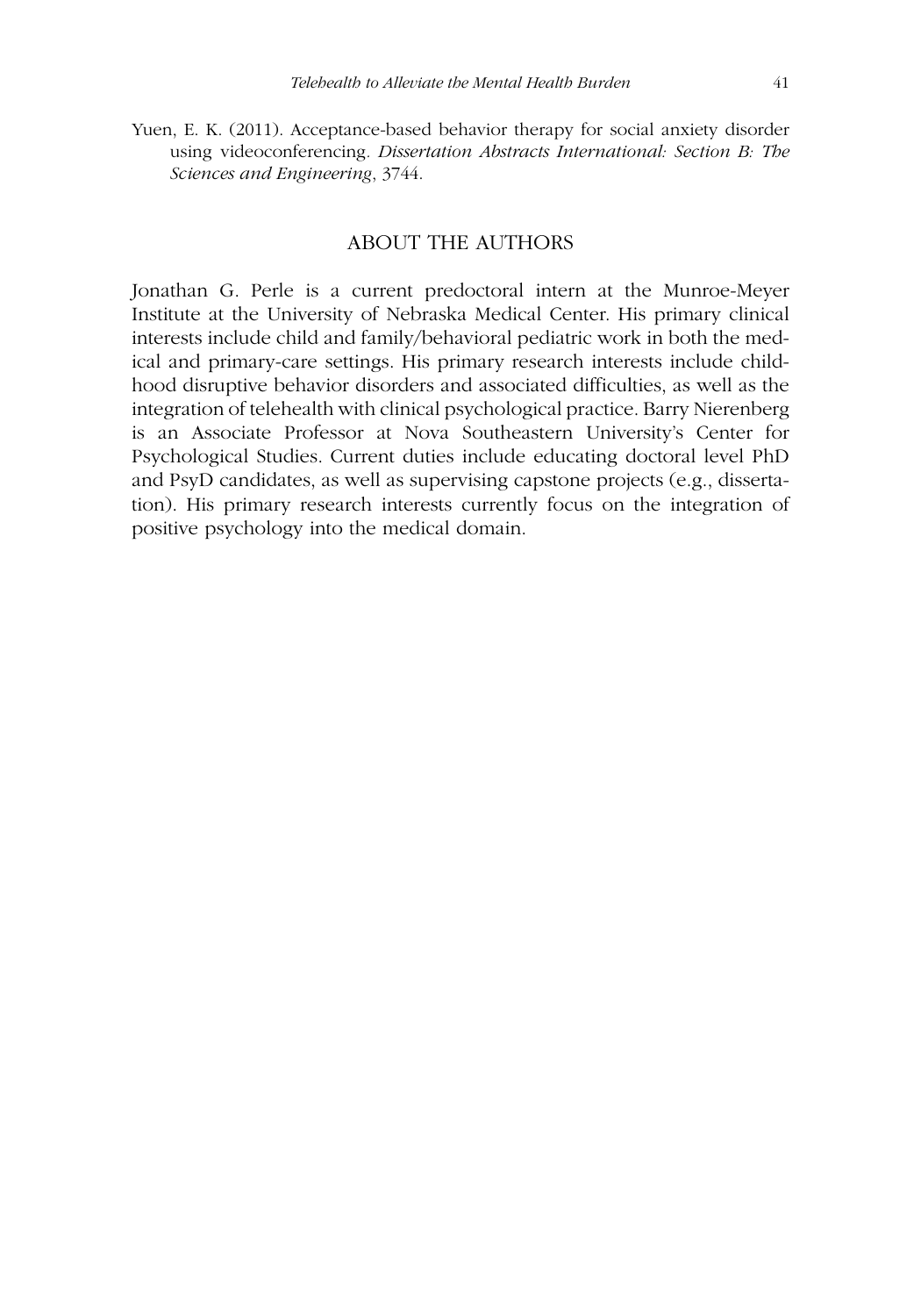Yuen, E. K. (2011). Acceptance-based behavior therapy for social anxiety disorder using videoconferencing. *Dissertation Abstracts International: Section B: The Sciences and Engineering*, 3744.

## ABOUT THE AUTHORS

Jonathan G. Perle is a current predoctoral intern at the Munroe-Meyer Institute at the University of Nebraska Medical Center. His primary clinical interests include child and family/behavioral pediatric work in both the medical and primary-care settings. His primary research interests include childhood disruptive behavior disorders and associated difficulties, as well as the integration of telehealth with clinical psychological practice. Barry Nierenberg is an Associate Professor at Nova Southeastern University's Center for Psychological Studies. Current duties include educating doctoral level PhD and PsyD candidates, as well as supervising capstone projects (e.g., dissertation). His primary research interests currently focus on the integration of positive psychology into the medical domain.